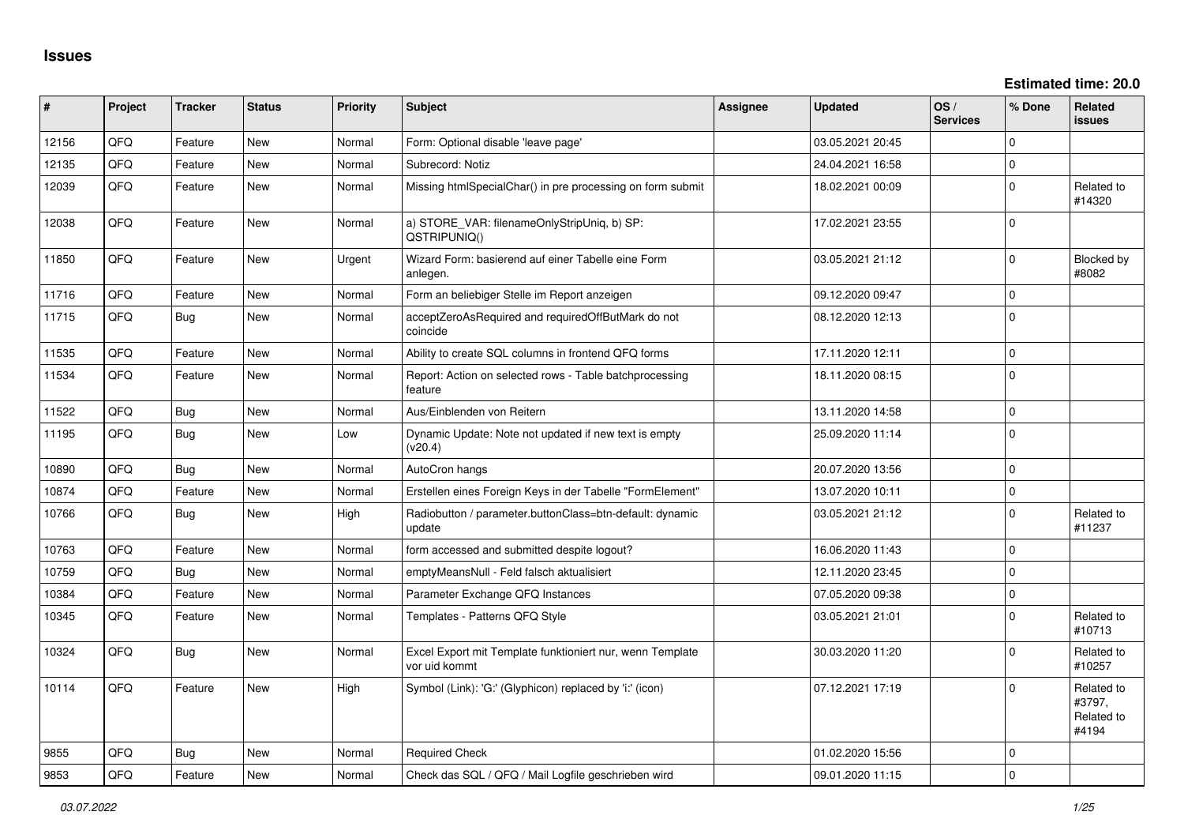# Issues

**Estimated time: 20.0**

| # | Project | Tracker | Status | Priority | Subject | Assignee | Updated | OS / Services | % Done | Related issues |
|---|---|---|---|---|---|---|---|---|---|---|
| 12156 | QFQ | Feature | New | Normal | Form: Optional disable 'leave page' | | 03.05.2021 20:45 | | 0 | |
| 12135 | QFQ | Feature | New | Normal | Subrecord: Notiz | | 24.04.2021 16:58 | | 0 | |
| 12039 | QFQ | Feature | New | Normal | Missing htmlSpecialChar() in pre processing on form submit | | 18.02.2021 00:09 | | 0 | Related to #14320 |
| 12038 | QFQ | Feature | New | Normal | a) STORE_VAR: filenameOnlyStripUniq, b) SP: QSTRIPUNIQ() | | 17.02.2021 23:55 | | 0 | |
| 11850 | QFQ | Feature | New | Urgent | Wizard Form: basierend auf einer Tabelle eine Form anlegen. | | 03.05.2021 21:12 | | 0 | Blocked by #8082 |
| 11716 | QFQ | Feature | New | Normal | Form an beliebiger Stelle im Report anzeigen | | 09.12.2020 09:47 | | 0 | |
| 11715 | QFQ | Bug | New | Normal | acceptZeroAsRequired and requiredOffButMark do not coincide | | 08.12.2020 12:13 | | 0 | |
| 11535 | QFQ | Feature | New | Normal | Ability to create SQL columns in frontend QFQ forms | | 17.11.2020 12:11 | | 0 | |
| 11534 | QFQ | Feature | New | Normal | Report: Action on selected rows - Table batchprocessing feature | | 18.11.2020 08:15 | | 0 | |
| 11522 | QFQ | Bug | New | Normal | Aus/Einblenden von Reitern | | 13.11.2020 14:58 | | 0 | |
| 11195 | QFQ | Bug | New | Low | Dynamic Update: Note not updated if new text is empty (v20.4) | | 25.09.2020 11:14 | | 0 | |
| 10890 | QFQ | Bug | New | Normal | AutoCron hangs | | 20.07.2020 13:56 | | 0 | |
| 10874 | QFQ | Feature | New | Normal | Erstellen eines Foreign Keys in der Tabelle "FormElement" | | 13.07.2020 10:11 | | 0 | |
| 10766 | QFQ | Bug | New | High | Radiobutton / parameter.buttonClass=btn-default: dynamic update | | 03.05.2021 21:12 | | 0 | Related to #11237 |
| 10763 | QFQ | Feature | New | Normal | form accessed and submitted despite logout? | | 16.06.2020 11:43 | | 0 | |
| 10759 | QFQ | Bug | New | Normal | emptyMeansNull - Feld falsch aktualisiert | | 12.11.2020 23:45 | | 0 | |
| 10384 | QFQ | Feature | New | Normal | Parameter Exchange QFQ Instances | | 07.05.2020 09:38 | | 0 | |
| 10345 | QFQ | Feature | New | Normal | Templates - Patterns QFQ Style | | 03.05.2021 21:01 | | 0 | Related to #10713 |
| 10324 | QFQ | Bug | New | Normal | Excel Export mit Template funktioniert nur, wenn Template vor uid kommt | | 30.03.2020 11:20 | | 0 | Related to #10257 |
| 10114 | QFQ | Feature | New | High | Symbol (Link): 'G:' (Glyphicon) replaced by 'i:' (icon) | | 07.12.2021 17:19 | | 0 | Related to #3797, Related to #4194 |
| 9855 | QFQ | Bug | New | Normal | Required Check | | 01.02.2020 15:56 | | 0 | |
| 9853 | QFQ | Feature | New | Normal | Check das SQL / QFQ / Mail Logfile geschrieben wird | | 09.01.2020 11:15 | | 0 | |

*03.07.2022*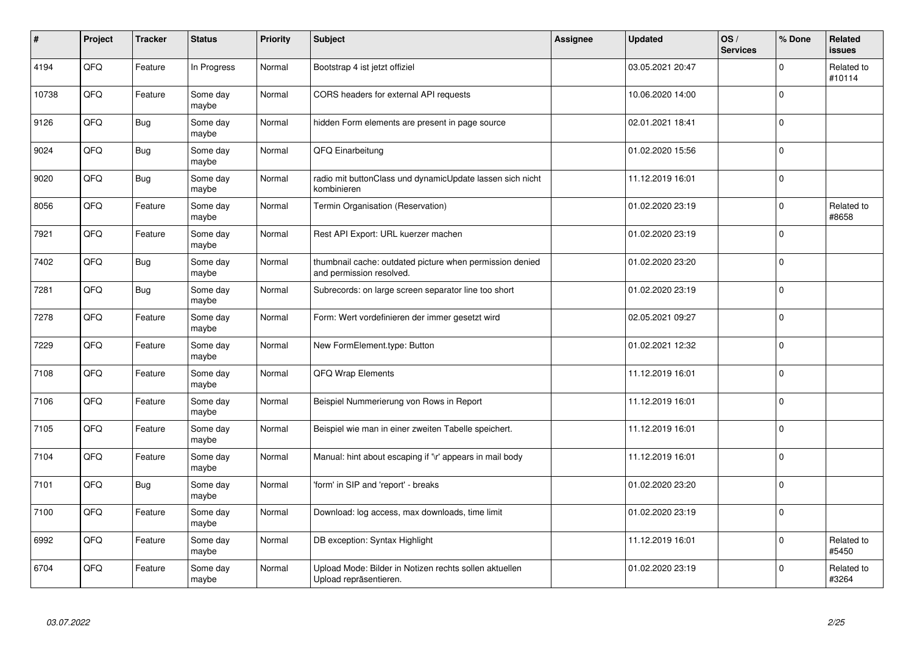| # | Project | Tracker | Status | Priority | Subject | Assignee | Updated | OS / Services | % Done | Related issues |
|---|---|---|---|---|---|---|---|---|---|---|
| 4194 | QFQ | Feature | In Progress | Normal | Bootstrap 4 ist jetzt offiziel | | 03.05.2021 20:47 | | 0 | Related to #10114 |
| 10738 | QFQ | Feature | Some day maybe | Normal | CORS headers for external API requests | | 10.06.2020 14:00 | | 0 | |
| 9126 | QFQ | Bug | Some day maybe | Normal | hidden Form elements are present in page source | | 02.01.2021 18:41 | | 0 | |
| 9024 | QFQ | Bug | Some day maybe | Normal | QFQ Einarbeitung | | 01.02.2020 15:56 | | 0 | |
| 9020 | QFQ | Bug | Some day maybe | Normal | radio mit buttonClass und dynamicUpdate lassen sich nicht kombinieren | | 11.12.2019 16:01 | | 0 | |
| 8056 | QFQ | Feature | Some day maybe | Normal | Termin Organisation (Reservation) | | 01.02.2020 23:19 | | 0 | Related to #8658 |
| 7921 | QFQ | Feature | Some day maybe | Normal | Rest API Export: URL kuerzer machen | | 01.02.2020 23:19 | | 0 | |
| 7402 | QFQ | Bug | Some day maybe | Normal | thumbnail cache: outdated picture when permission denied and permission resolved. | | 01.02.2020 23:20 | | 0 | |
| 7281 | QFQ | Bug | Some day maybe | Normal | Subrecords: on large screen separator line too short | | 01.02.2020 23:19 | | 0 | |
| 7278 | QFQ | Feature | Some day maybe | Normal | Form: Wert vordefinieren der immer gesetzt wird | | 02.05.2021 09:27 | | 0 | |
| 7229 | QFQ | Feature | Some day maybe | Normal | New FormElement.type: Button | | 01.02.2021 12:32 | | 0 | |
| 7108 | QFQ | Feature | Some day maybe | Normal | QFQ Wrap Elements | | 11.12.2019 16:01 | | 0 | |
| 7106 | QFQ | Feature | Some day maybe | Normal | Beispiel Nummerierung von Rows in Report | | 11.12.2019 16:01 | | 0 | |
| 7105 | QFQ | Feature | Some day maybe | Normal | Beispiel wie man in einer zweiten Tabelle speichert. | | 11.12.2019 16:01 | | 0 | |
| 7104 | QFQ | Feature | Some day maybe | Normal | Manual: hint about escaping if '\r' appears in mail body | | 11.12.2019 16:01 | | 0 | |
| 7101 | QFQ | Bug | Some day maybe | Normal | 'form' in SIP and 'report' - breaks | | 01.02.2020 23:20 | | 0 | |
| 7100 | QFQ | Feature | Some day maybe | Normal | Download: log access, max downloads, time limit | | 01.02.2020 23:19 | | 0 | |
| 6992 | QFQ | Feature | Some day maybe | Normal | DB exception: Syntax Highlight | | 11.12.2019 16:01 | | 0 | Related to #5450 |
| 6704 | QFQ | Feature | Some day maybe | Normal | Upload Mode: Bilder in Notizen rechts sollen aktuellen Upload repräsentieren. | | 01.02.2020 23:19 | | 0 | Related to #3264 |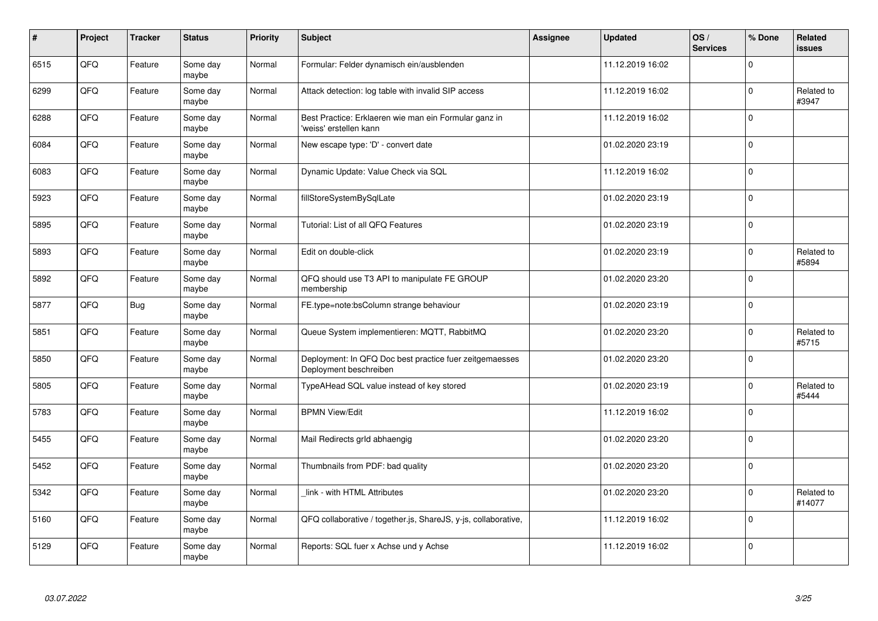| # | Project | Tracker | Status | Priority | Subject | Assignee | Updated | OS / Services | % Done | Related issues |
|---|---|---|---|---|---|---|---|---|---|---|
| 6515 | QFQ | Feature | Some day maybe | Normal | Formular: Felder dynamisch ein/ausblenden | | 11.12.2019 16:02 | | 0 | |
| 6299 | QFQ | Feature | Some day maybe | Normal | Attack detection: log table with invalid SIP access | | 11.12.2019 16:02 | | 0 | Related to #3947 |
| 6288 | QFQ | Feature | Some day maybe | Normal | Best Practice: Erklaeren wie man ein Formular ganz in 'weiss' erstellen kann | | 11.12.2019 16:02 | | 0 | |
| 6084 | QFQ | Feature | Some day maybe | Normal | New escape type: 'D' - convert date | | 01.02.2020 23:19 | | 0 | |
| 6083 | QFQ | Feature | Some day maybe | Normal | Dynamic Update: Value Check via SQL | | 11.12.2019 16:02 | | 0 | |
| 5923 | QFQ | Feature | Some day maybe | Normal | fillStoreSystemBySqlLate | | 01.02.2020 23:19 | | 0 | |
| 5895 | QFQ | Feature | Some day maybe | Normal | Tutorial: List of all QFQ Features | | 01.02.2020 23:19 | | 0 | |
| 5893 | QFQ | Feature | Some day maybe | Normal | Edit on double-click | | 01.02.2020 23:19 | | 0 | Related to #5894 |
| 5892 | QFQ | Feature | Some day maybe | Normal | QFQ should use T3 API to manipulate FE GROUP membership | | 01.02.2020 23:20 | | 0 | |
| 5877 | QFQ | Bug | Some day maybe | Normal | FE.type=note:bsColumn strange behaviour | | 01.02.2020 23:19 | | 0 | |
| 5851 | QFQ | Feature | Some day maybe | Normal | Queue System implementieren: MQTT, RabbitMQ | | 01.02.2020 23:20 | | 0 | Related to #5715 |
| 5850 | QFQ | Feature | Some day maybe | Normal | Deployment: In QFQ Doc best practice fuer zeitgemaesses Deployment beschreiben | | 01.02.2020 23:20 | | 0 | |
| 5805 | QFQ | Feature | Some day maybe | Normal | TypeAHead SQL value instead of key stored | | 01.02.2020 23:19 | | 0 | Related to #5444 |
| 5783 | QFQ | Feature | Some day maybe | Normal | BPMN View/Edit | | 11.12.2019 16:02 | | 0 | |
| 5455 | QFQ | Feature | Some day maybe | Normal | Mail Redirects grId abhaengig | | 01.02.2020 23:20 | | 0 | |
| 5452 | QFQ | Feature | Some day maybe | Normal | Thumbnails from PDF: bad quality | | 01.02.2020 23:20 | | 0 | |
| 5342 | QFQ | Feature | Some day maybe | Normal | _link - with HTML Attributes | | 01.02.2020 23:20 | | 0 | Related to #14077 |
| 5160 | QFQ | Feature | Some day maybe | Normal | QFQ collaborative / together.js, ShareJS, y-js, collaborative, | | 11.12.2019 16:02 | | 0 | |
| 5129 | QFQ | Feature | Some day maybe | Normal | Reports: SQL fuer x Achse und y Achse | | 11.12.2019 16:02 | | 0 | |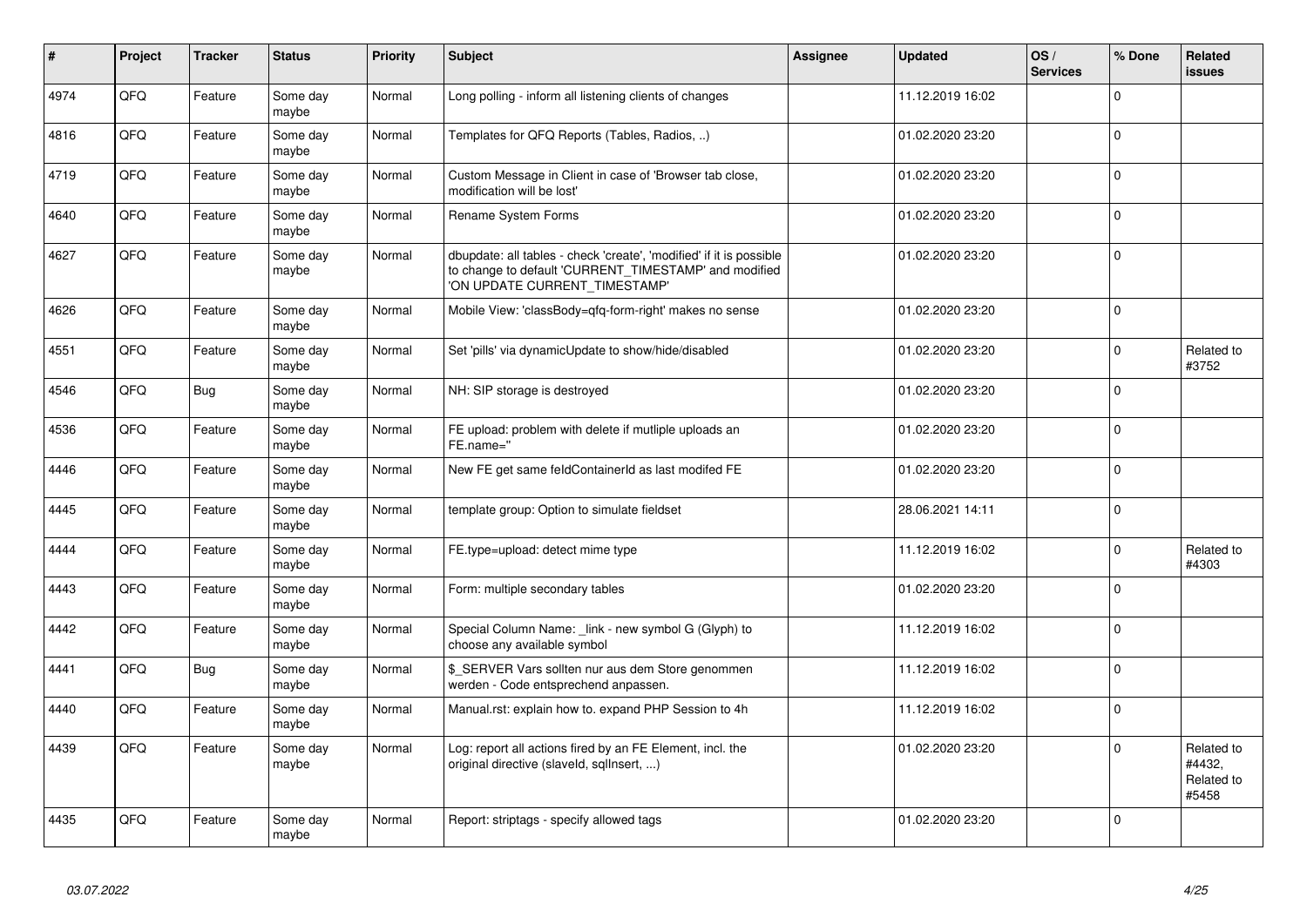| # | Project | Tracker | Status | Priority | Subject | Assignee | Updated | OS / Services | % Done | Related issues |
|---|---|---|---|---|---|---|---|---|---|---|
| 4974 | QFQ | Feature | Some day maybe | Normal | Long polling - inform all listening clients of changes | | 11.12.2019 16:02 | | 0 | |
| 4816 | QFQ | Feature | Some day maybe | Normal | Templates for QFQ Reports (Tables, Radios, ..) | | 01.02.2020 23:20 | | 0 | |
| 4719 | QFQ | Feature | Some day maybe | Normal | Custom Message in Client in case of 'Browser tab close, modification will be lost' | | 01.02.2020 23:20 | | 0 | |
| 4640 | QFQ | Feature | Some day maybe | Normal | Rename System Forms | | 01.02.2020 23:20 | | 0 | |
| 4627 | QFQ | Feature | Some day maybe | Normal | dbupdate: all tables - check 'create', 'modified' if it is possible to change to default 'CURRENT_TIMESTAMP' and modified 'ON UPDATE CURRENT_TIMESTAMP' | | 01.02.2020 23:20 | | 0 | |
| 4626 | QFQ | Feature | Some day maybe | Normal | Mobile View: 'classBody=qfq-form-right' makes no sense | | 01.02.2020 23:20 | | 0 | |
| 4551 | QFQ | Feature | Some day maybe | Normal | Set 'pills' via dynamicUpdate to show/hide/disabled | | 01.02.2020 23:20 | | 0 | Related to #3752 |
| 4546 | QFQ | Bug | Some day maybe | Normal | NH: SIP storage is destroyed | | 01.02.2020 23:20 | | 0 | |
| 4536 | QFQ | Feature | Some day maybe | Normal | FE upload: problem with delete if mutliple uploads an FE.name='' | | 01.02.2020 23:20 | | 0 | |
| 4446 | QFQ | Feature | Some day maybe | Normal | New FE get same feldContainerId as last modifed FE | | 01.02.2020 23:20 | | 0 | |
| 4445 | QFQ | Feature | Some day maybe | Normal | template group: Option to simulate fieldset | | 28.06.2021 14:11 | | 0 | |
| 4444 | QFQ | Feature | Some day maybe | Normal | FE.type=upload: detect mime type | | 11.12.2019 16:02 | | 0 | Related to #4303 |
| 4443 | QFQ | Feature | Some day maybe | Normal | Form: multiple secondary tables | | 01.02.2020 23:20 | | 0 | |
| 4442 | QFQ | Feature | Some day maybe | Normal | Special Column Name: _link - new symbol G (Glyph) to choose any available symbol | | 11.12.2019 16:02 | | 0 | |
| 4441 | QFQ | Bug | Some day maybe | Normal | $_SERVER Vars sollten nur aus dem Store genommen werden - Code entsprechend anpassen. | | 11.12.2019 16:02 | | 0 | |
| 4440 | QFQ | Feature | Some day maybe | Normal | Manual.rst: explain how to. expand PHP Session to 4h | | 11.12.2019 16:02 | | 0 | |
| 4439 | QFQ | Feature | Some day maybe | Normal | Log: report all actions fired by an FE Element, incl. the original directive (slaveId, sqlInsert, ...) | | 01.02.2020 23:20 | | 0 | Related to #4432, Related to #5458 |
| 4435 | QFQ | Feature | Some day maybe | Normal | Report: striptags - specify allowed tags | | 01.02.2020 23:20 | | 0 | |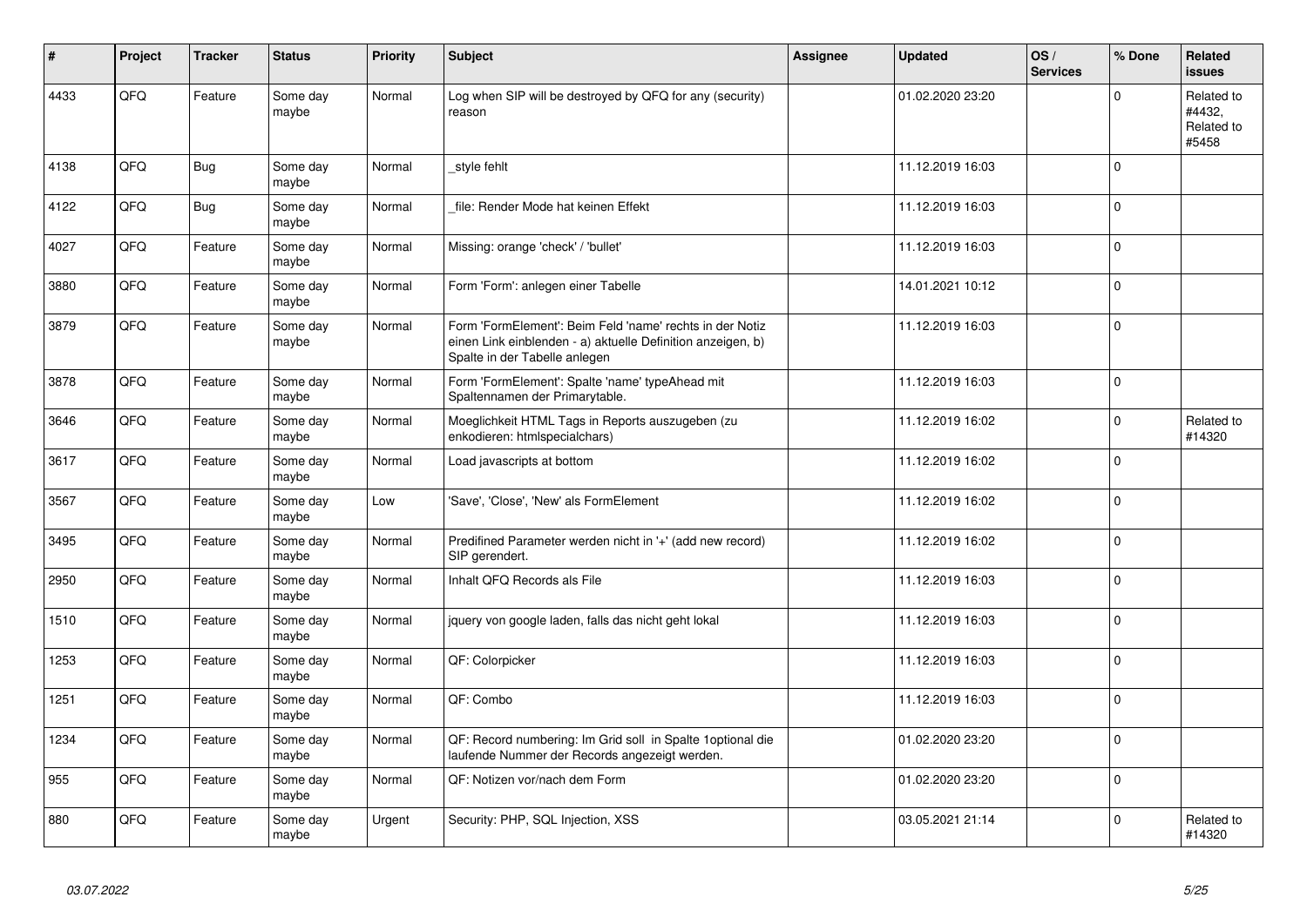| # | Project | Tracker | Status | Priority | Subject | Assignee | Updated | OS / Services | % Done | Related issues |
|---|---|---|---|---|---|---|---|---|---|---|
| 4433 | QFQ | Feature | Some day maybe | Normal | Log when SIP will be destroyed by QFQ for any (security) reason | | 01.02.2020 23:20 | | 0 | Related to #4432, Related to #5458 |
| 4138 | QFQ | Bug | Some day maybe | Normal | _style fehlt | | 11.12.2019 16:03 | | 0 | |
| 4122 | QFQ | Bug | Some day maybe | Normal | _file: Render Mode hat keinen Effekt | | 11.12.2019 16:03 | | 0 | |
| 4027 | QFQ | Feature | Some day maybe | Normal | Missing: orange 'check' / 'bullet' | | 11.12.2019 16:03 | | 0 | |
| 3880 | QFQ | Feature | Some day maybe | Normal | Form 'Form': anlegen einer Tabelle | | 14.01.2021 10:12 | | 0 | |
| 3879 | QFQ | Feature | Some day maybe | Normal | Form 'FormElement': Beim Feld 'name' rechts in der Notiz einen Link einblenden - a) aktuelle Definition anzeigen, b) Spalte in der Tabelle anlegen | | 11.12.2019 16:03 | | 0 | |
| 3878 | QFQ | Feature | Some day maybe | Normal | Form 'FormElement': Spalte 'name' typeAhead mit Spaltennamen der Primarytable. | | 11.12.2019 16:03 | | 0 | |
| 3646 | QFQ | Feature | Some day maybe | Normal | Moeglichkeit HTML Tags in Reports auszugeben (zu enkodieren: htmlspecialchars) | | 11.12.2019 16:02 | | 0 | Related to #14320 |
| 3617 | QFQ | Feature | Some day maybe | Normal | Load javascripts at bottom | | 11.12.2019 16:02 | | 0 | |
| 3567 | QFQ | Feature | Some day maybe | Low | 'Save', 'Close', 'New' als FormElement | | 11.12.2019 16:02 | | 0 | |
| 3495 | QFQ | Feature | Some day maybe | Normal | Predifined Parameter werden nicht in '+' (add new record) SIP gerendert. | | 11.12.2019 16:02 | | 0 | |
| 2950 | QFQ | Feature | Some day maybe | Normal | Inhalt QFQ Records als File | | 11.12.2019 16:03 | | 0 | |
| 1510 | QFQ | Feature | Some day maybe | Normal | jquery von google laden, falls das nicht geht lokal | | 11.12.2019 16:03 | | 0 | |
| 1253 | QFQ | Feature | Some day maybe | Normal | QF: Colorpicker | | 11.12.2019 16:03 | | 0 | |
| 1251 | QFQ | Feature | Some day maybe | Normal | QF: Combo | | 11.12.2019 16:03 | | 0 | |
| 1234 | QFQ | Feature | Some day maybe | Normal | QF: Record numbering: Im Grid soll in Spalte 1optional die laufende Nummer der Records angezeigt werden. | | 01.02.2020 23:20 | | 0 | |
| 955 | QFQ | Feature | Some day maybe | Normal | QF: Notizen vor/nach dem Form | | 01.02.2020 23:20 | | 0 | |
| 880 | QFQ | Feature | Some day maybe | Urgent | Security: PHP, SQL Injection, XSS | | 03.05.2021 21:14 | | 0 | Related to #14320 |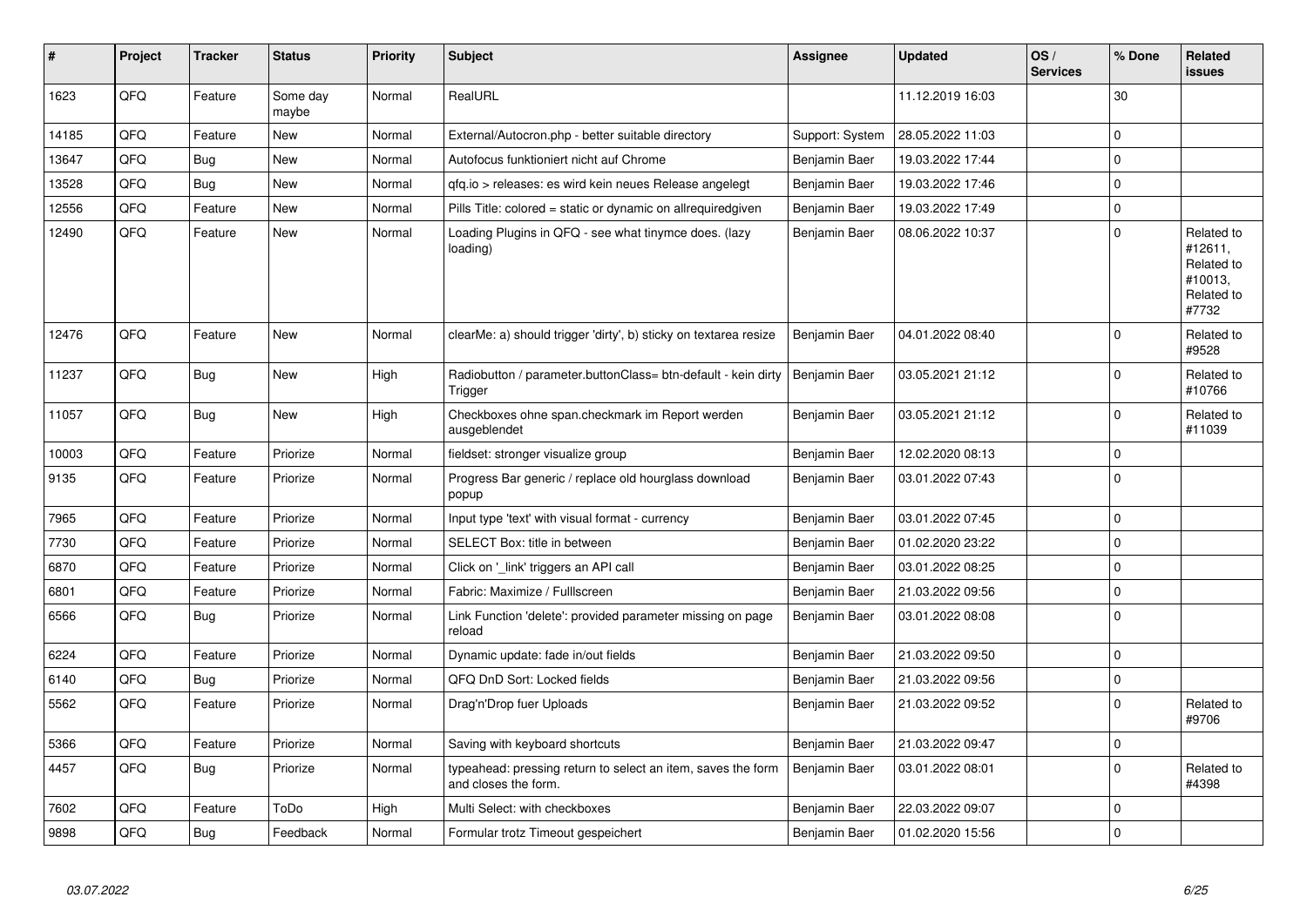| # | Project | Tracker | Status | Priority | Subject | Assignee | Updated | OS / Services | % Done | Related issues |
|---|---|---|---|---|---|---|---|---|---|---|
| 1623 | QFQ | Feature | Some day maybe | Normal | RealURL | | 11.12.2019 16:03 | | 30 | |
| 14185 | QFQ | Feature | New | Normal | External/Autocron.php - better suitable directory | Support: System | 28.05.2022 11:03 | | 0 | |
| 13647 | QFQ | Bug | New | Normal | Autofocus funktioniert nicht auf Chrome | Benjamin Baer | 19.03.2022 17:44 | | 0 | |
| 13528 | QFQ | Bug | New | Normal | qfq.io > releases: es wird kein neues Release angelegt | Benjamin Baer | 19.03.2022 17:46 | | 0 | |
| 12556 | QFQ | Feature | New | Normal | Pills Title: colored = static or dynamic on allrequiredgiven | Benjamin Baer | 19.03.2022 17:49 | | 0 | |
| 12490 | QFQ | Feature | New | Normal | Loading Plugins in QFQ - see what tinymce does. (lazy loading) | Benjamin Baer | 08.06.2022 10:37 | | 0 | Related to #12611, Related to #10013, Related to #7732 |
| 12476 | QFQ | Feature | New | Normal | clearMe: a) should trigger 'dirty', b) sticky on textarea resize | Benjamin Baer | 04.01.2022 08:40 | | 0 | Related to #9528 |
| 11237 | QFQ | Bug | New | High | Radiobutton / parameter.buttonClass= btn-default - kein dirty Trigger | Benjamin Baer | 03.05.2021 21:12 | | 0 | Related to #10766 |
| 11057 | QFQ | Bug | New | High | Checkboxes ohne span.checkmark im Report werden ausgeblendet | Benjamin Baer | 03.05.2021 21:12 | | 0 | Related to #11039 |
| 10003 | QFQ | Feature | Priorize | Normal | fieldset: stronger visualize group | Benjamin Baer | 12.02.2020 08:13 | | 0 | |
| 9135 | QFQ | Feature | Priorize | Normal | Progress Bar generic / replace old hourglass download popup | Benjamin Baer | 03.01.2022 07:43 | | 0 | |
| 7965 | QFQ | Feature | Priorize | Normal | Input type 'text' with visual format - currency | Benjamin Baer | 03.01.2022 07:45 | | 0 | |
| 7730 | QFQ | Feature | Priorize | Normal | SELECT Box: title in between | Benjamin Baer | 01.02.2020 23:22 | | 0 | |
| 6870 | QFQ | Feature | Priorize | Normal | Click on '_link' triggers an API call | Benjamin Baer | 03.01.2022 08:25 | | 0 | |
| 6801 | QFQ | Feature | Priorize | Normal | Fabric: Maximize / Fulllscreen | Benjamin Baer | 21.03.2022 09:56 | | 0 | |
| 6566 | QFQ | Bug | Priorize | Normal | Link Function 'delete': provided parameter missing on page reload | Benjamin Baer | 03.01.2022 08:08 | | 0 | |
| 6224 | QFQ | Feature | Priorize | Normal | Dynamic update: fade in/out fields | Benjamin Baer | 21.03.2022 09:50 | | 0 | |
| 6140 | QFQ | Bug | Priorize | Normal | QFQ DnD Sort: Locked fields | Benjamin Baer | 21.03.2022 09:56 | | 0 | |
| 5562 | QFQ | Feature | Priorize | Normal | Drag'n'Drop fuer Uploads | Benjamin Baer | 21.03.2022 09:52 | | 0 | Related to #9706 |
| 5366 | QFQ | Feature | Priorize | Normal | Saving with keyboard shortcuts | Benjamin Baer | 21.03.2022 09:47 | | 0 | |
| 4457 | QFQ | Bug | Priorize | Normal | typeahead: pressing return to select an item, saves the form and closes the form. | Benjamin Baer | 03.01.2022 08:01 | | 0 | Related to #4398 |
| 7602 | QFQ | Feature | ToDo | High | Multi Select: with checkboxes | Benjamin Baer | 22.03.2022 09:07 | | 0 | |
| 9898 | QFQ | Bug | Feedback | Normal | Formular trotz Timeout gespeichert | Benjamin Baer | 01.02.2020 15:56 | | 0 | |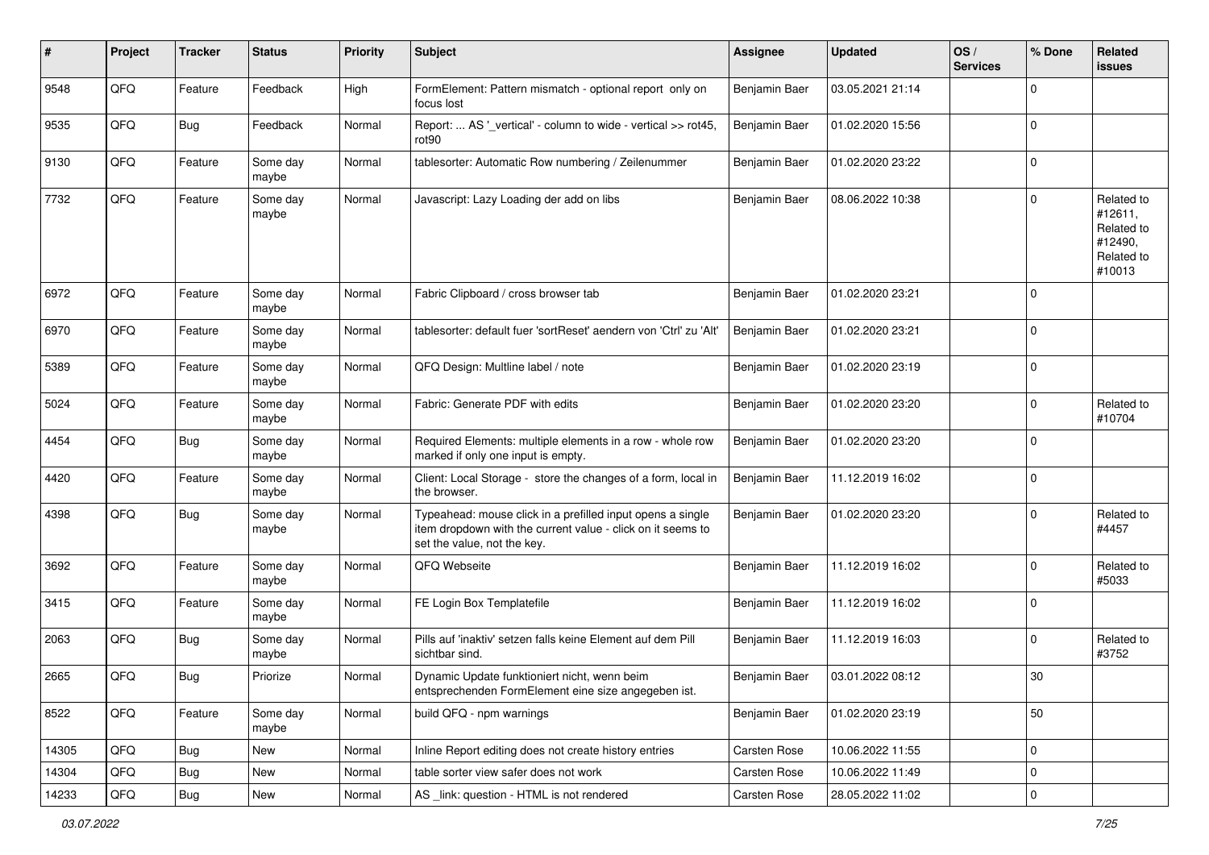| # | Project | Tracker | Status | Priority | Subject | Assignee | Updated | OS / Services | % Done | Related issues |
|---|---|---|---|---|---|---|---|---|---|---|
| 9548 | QFQ | Feature | Feedback | High | FormElement: Pattern mismatch - optional report only on focus lost | Benjamin Baer | 03.05.2021 21:14 | | 0 | |
| 9535 | QFQ | Bug | Feedback | Normal | Report: ... AS '_vertical' - column to wide - vertical >> rot45, rot90 | Benjamin Baer | 01.02.2020 15:56 | | 0 | |
| 9130 | QFQ | Feature | Some day maybe | Normal | tablesorter: Automatic Row numbering / Zeilenummer | Benjamin Baer | 01.02.2020 23:22 | | 0 | |
| 7732 | QFQ | Feature | Some day maybe | Normal | Javascript: Lazy Loading der add on libs | Benjamin Baer | 08.06.2022 10:38 | | 0 | Related to #12611, Related to #12490, Related to #10013 |
| 6972 | QFQ | Feature | Some day maybe | Normal | Fabric Clipboard / cross browser tab | Benjamin Baer | 01.02.2020 23:21 | | 0 | |
| 6970 | QFQ | Feature | Some day maybe | Normal | tablesorter: default fuer 'sortReset' aendern von 'Ctrl' zu 'Alt' | Benjamin Baer | 01.02.2020 23:21 | | 0 | |
| 5389 | QFQ | Feature | Some day maybe | Normal | QFQ Design: Multline label / note | Benjamin Baer | 01.02.2020 23:19 | | 0 | |
| 5024 | QFQ | Feature | Some day maybe | Normal | Fabric: Generate PDF with edits | Benjamin Baer | 01.02.2020 23:20 | | 0 | Related to #10704 |
| 4454 | QFQ | Bug | Some day maybe | Normal | Required Elements: multiple elements in a row - whole row marked if only one input is empty. | Benjamin Baer | 01.02.2020 23:20 | | 0 | |
| 4420 | QFQ | Feature | Some day maybe | Normal | Client: Local Storage - store the changes of a form, local in the browser. | Benjamin Baer | 11.12.2019 16:02 | | 0 | |
| 4398 | QFQ | Bug | Some day maybe | Normal | Typeahead: mouse click in a prefilled input opens a single item dropdown with the current value - click on it seems to set the value, not the key. | Benjamin Baer | 01.02.2020 23:20 | | 0 | Related to #4457 |
| 3692 | QFQ | Feature | Some day maybe | Normal | QFQ Webseite | Benjamin Baer | 11.12.2019 16:02 | | 0 | Related to #5033 |
| 3415 | QFQ | Feature | Some day maybe | Normal | FE Login Box Templatefile | Benjamin Baer | 11.12.2019 16:02 | | 0 | |
| 2063 | QFQ | Bug | Some day maybe | Normal | Pills auf 'inaktiv' setzen falls keine Element auf dem Pill sichtbar sind. | Benjamin Baer | 11.12.2019 16:03 | | 0 | Related to #3752 |
| 2665 | QFQ | Bug | Priorize | Normal | Dynamic Update funktioniert nicht, wenn beim entsprechenden FormElement eine size angegeben ist. | Benjamin Baer | 03.01.2022 08:12 | | 30 | |
| 8522 | QFQ | Feature | Some day maybe | Normal | build QFQ - npm warnings | Benjamin Baer | 01.02.2020 23:19 | | 50 | |
| 14305 | QFQ | Bug | New | Normal | Inline Report editing does not create history entries | Carsten Rose | 10.06.2022 11:55 | | 0 | |
| 14304 | QFQ | Bug | New | Normal | table sorter view safer does not work | Carsten Rose | 10.06.2022 11:49 | | 0 | |
| 14233 | QFQ | Bug | New | Normal | AS _link: question - HTML is not rendered | Carsten Rose | 28.05.2022 11:02 | | 0 | |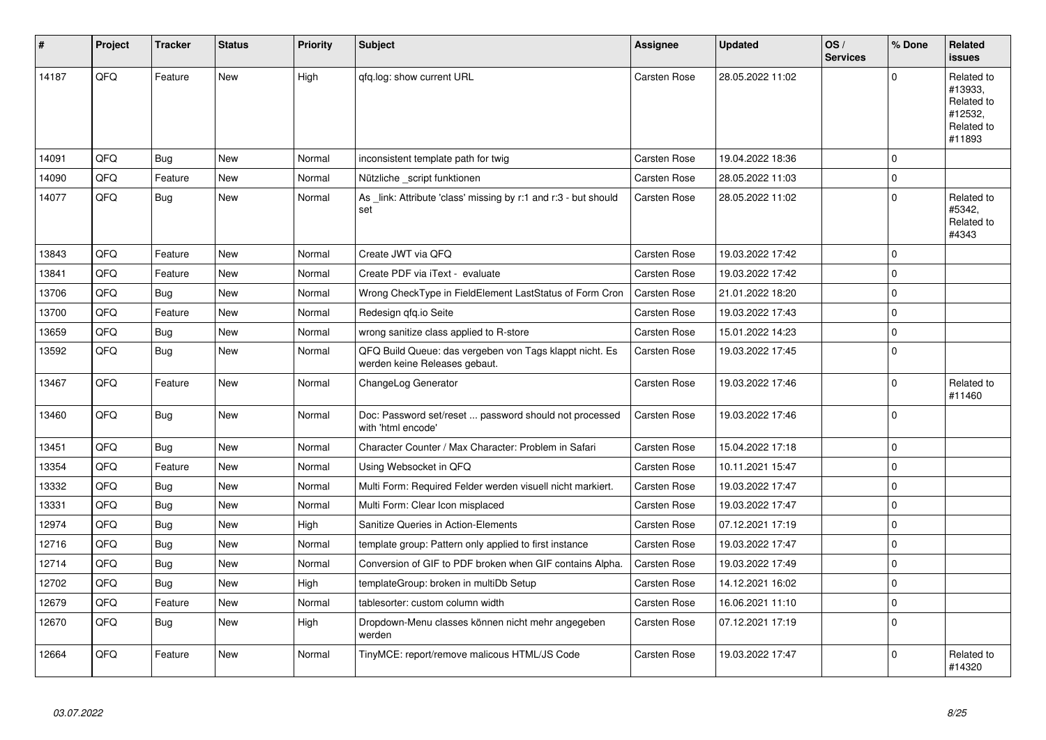| # | Project | Tracker | Status | Priority | Subject | Assignee | Updated | OS / Services | % Done | Related issues |
|---|---|---|---|---|---|---|---|---|---|---|
| 14187 | QFQ | Feature | New | High | qfq.log: show current URL | Carsten Rose | 28.05.2022 11:02 | | 0 | Related to #13933, Related to #12532, Related to #11893 |
| 14091 | QFQ | Bug | New | Normal | inconsistent template path for twig | Carsten Rose | 19.04.2022 18:36 | | 0 | |
| 14090 | QFQ | Feature | New | Normal | Nützliche _script funktionen | Carsten Rose | 28.05.2022 11:03 | | 0 | |
| 14077 | QFQ | Bug | New | Normal | As _link: Attribute 'class' missing by r:1 and r:3 - but should set | Carsten Rose | 28.05.2022 11:02 | | 0 | Related to #5342, Related to #4343 |
| 13843 | QFQ | Feature | New | Normal | Create JWT via QFQ | Carsten Rose | 19.03.2022 17:42 | | 0 | |
| 13841 | QFQ | Feature | New | Normal | Create PDF via iText - evaluate | Carsten Rose | 19.03.2022 17:42 | | 0 | |
| 13706 | QFQ | Bug | New | Normal | Wrong CheckType in FieldElement LastStatus of Form Cron | Carsten Rose | 21.01.2022 18:20 | | 0 | |
| 13700 | QFQ | Feature | New | Normal | Redesign qfq.io Seite | Carsten Rose | 19.03.2022 17:43 | | 0 | |
| 13659 | QFQ | Bug | New | Normal | wrong sanitize class applied to R-store | Carsten Rose | 15.01.2022 14:23 | | 0 | |
| 13592 | QFQ | Bug | New | Normal | QFQ Build Queue: das vergeben von Tags klappt nicht. Es werden keine Releases gebaut. | Carsten Rose | 19.03.2022 17:45 | | 0 | |
| 13467 | QFQ | Feature | New | Normal | ChangeLog Generator | Carsten Rose | 19.03.2022 17:46 | | 0 | Related to #11460 |
| 13460 | QFQ | Bug | New | Normal | Doc: Password set/reset ... password should not processed with 'html encode' | Carsten Rose | 19.03.2022 17:46 | | 0 | |
| 13451 | QFQ | Bug | New | Normal | Character Counter / Max Character: Problem in Safari | Carsten Rose | 15.04.2022 17:18 | | 0 | |
| 13354 | QFQ | Feature | New | Normal | Using Websocket in QFQ | Carsten Rose | 10.11.2021 15:47 | | 0 | |
| 13332 | QFQ | Bug | New | Normal | Multi Form: Required Felder werden visuell nicht markiert. | Carsten Rose | 19.03.2022 17:47 | | 0 | |
| 13331 | QFQ | Bug | New | Normal | Multi Form: Clear Icon misplaced | Carsten Rose | 19.03.2022 17:47 | | 0 | |
| 12974 | QFQ | Bug | New | High | Sanitize Queries in Action-Elements | Carsten Rose | 07.12.2021 17:19 | | 0 | |
| 12716 | QFQ | Bug | New | Normal | template group: Pattern only applied to first instance | Carsten Rose | 19.03.2022 17:47 | | 0 | |
| 12714 | QFQ | Bug | New | Normal | Conversion of GIF to PDF broken when GIF contains Alpha. | Carsten Rose | 19.03.2022 17:49 | | 0 | |
| 12702 | QFQ | Bug | New | High | templateGroup: broken in multiDb Setup | Carsten Rose | 14.12.2021 16:02 | | 0 | |
| 12679 | QFQ | Feature | New | Normal | tablesorter: custom column width | Carsten Rose | 16.06.2021 11:10 | | 0 | |
| 12670 | QFQ | Bug | New | High | Dropdown-Menu classes können nicht mehr angegeben werden | Carsten Rose | 07.12.2021 17:19 | | 0 | |
| 12664 | QFQ | Feature | New | Normal | TinyMCE: report/remove malicous HTML/JS Code | Carsten Rose | 19.03.2022 17:47 | | 0 | Related to #14320 |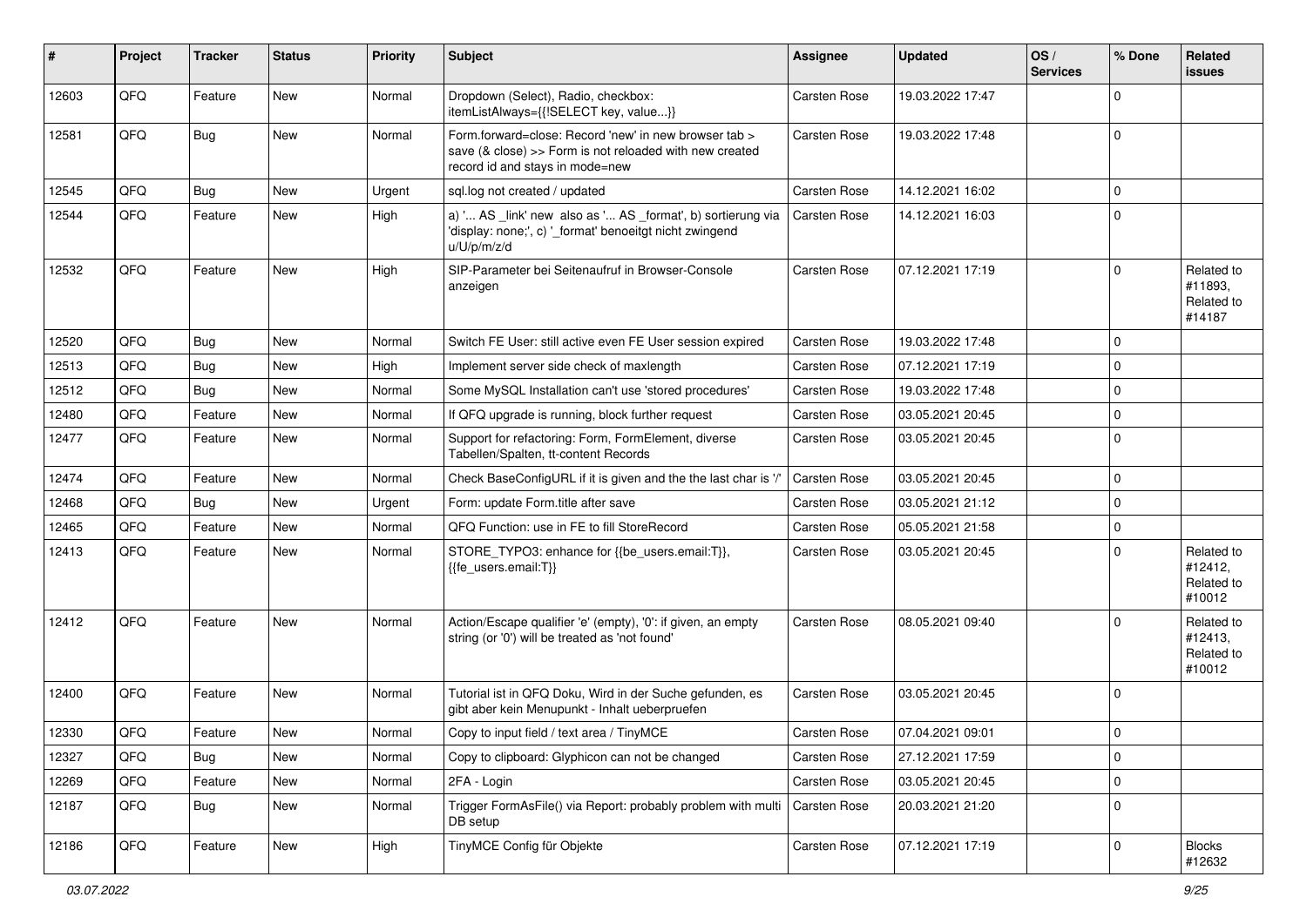| # | Project | Tracker | Status | Priority | Subject | Assignee | Updated | OS / Services | % Done | Related issues |
|---|---|---|---|---|---|---|---|---|---|---|
| 12603 | QFQ | Feature | New | Normal | Dropdown (Select), Radio, checkbox: itemListAlways={{!SELECT key, value...}} | Carsten Rose | 19.03.2022 17:47 | | 0 | |
| 12581 | QFQ | Bug | New | Normal | Form.forward=close: Record 'new' in new browser tab > save (& close) >> Form is not reloaded with new created record id and stays in mode=new | Carsten Rose | 19.03.2022 17:48 | | 0 | |
| 12545 | QFQ | Bug | New | Urgent | sql.log not created / updated | Carsten Rose | 14.12.2021 16:02 | | 0 | |
| 12544 | QFQ | Feature | New | High | a) '... AS _link' new also as '... AS _format', b) sortierung via 'display: none;', c) '_format' benoeitgt nicht zwingend u/U/p/m/z/d | Carsten Rose | 14.12.2021 16:03 | | 0 | |
| 12532 | QFQ | Feature | New | High | SIP-Parameter bei Seitenaufruf in Browser-Console anzeigen | Carsten Rose | 07.12.2021 17:19 | | 0 | Related to #11893, Related to #14187 |
| 12520 | QFQ | Bug | New | Normal | Switch FE User: still active even FE User session expired | Carsten Rose | 19.03.2022 17:48 | | 0 | |
| 12513 | QFQ | Bug | New | High | Implement server side check of maxlength | Carsten Rose | 07.12.2021 17:19 | | 0 | |
| 12512 | QFQ | Bug | New | Normal | Some MySQL Installation can't use 'stored procedures' | Carsten Rose | 19.03.2022 17:48 | | 0 | |
| 12480 | QFQ | Feature | New | Normal | If QFQ upgrade is running, block further request | Carsten Rose | 03.05.2021 20:45 | | 0 | |
| 12477 | QFQ | Feature | New | Normal | Support for refactoring: Form, FormElement, diverse Tabellen/Spalten, tt-content Records | Carsten Rose | 03.05.2021 20:45 | | 0 | |
| 12474 | QFQ | Feature | New | Normal | Check BaseConfigURL if it is given and the the last char is '/' | Carsten Rose | 03.05.2021 20:45 | | 0 | |
| 12468 | QFQ | Bug | New | Urgent | Form: update Form.title after save | Carsten Rose | 03.05.2021 21:12 | | 0 | |
| 12465 | QFQ | Feature | New | Normal | QFQ Function: use in FE to fill StoreRecord | Carsten Rose | 05.05.2021 21:58 | | 0 | |
| 12413 | QFQ | Feature | New | Normal | STORE_TYPO3: enhance for {{be_users.email:T}}, {{fe_users.email:T}} | Carsten Rose | 03.05.2021 20:45 | | 0 | Related to #12412, Related to #10012 |
| 12412 | QFQ | Feature | New | Normal | Action/Escape qualifier 'e' (empty), '0': if given, an empty string (or '0') will be treated as 'not found' | Carsten Rose | 08.05.2021 09:40 | | 0 | Related to #12413, Related to #10012 |
| 12400 | QFQ | Feature | New | Normal | Tutorial ist in QFQ Doku, Wird in der Suche gefunden, es gibt aber kein Menupunkt - Inhalt ueberpruefen | Carsten Rose | 03.05.2021 20:45 | | 0 | |
| 12330 | QFQ | Feature | New | Normal | Copy to input field / text area / TinyMCE | Carsten Rose | 07.04.2021 09:01 | | 0 | |
| 12327 | QFQ | Bug | New | Normal | Copy to clipboard: Glyphicon can not be changed | Carsten Rose | 27.12.2021 17:59 | | 0 | |
| 12269 | QFQ | Feature | New | Normal | 2FA - Login | Carsten Rose | 03.05.2021 20:45 | | 0 | |
| 12187 | QFQ | Bug | New | Normal | Trigger FormAsFile() via Report: probably problem with multi DB setup | Carsten Rose | 20.03.2021 21:20 | | 0 | |
| 12186 | QFQ | Feature | New | High | TinyMCE Config für Objekte | Carsten Rose | 07.12.2021 17:19 | | 0 | Blocks #12632 |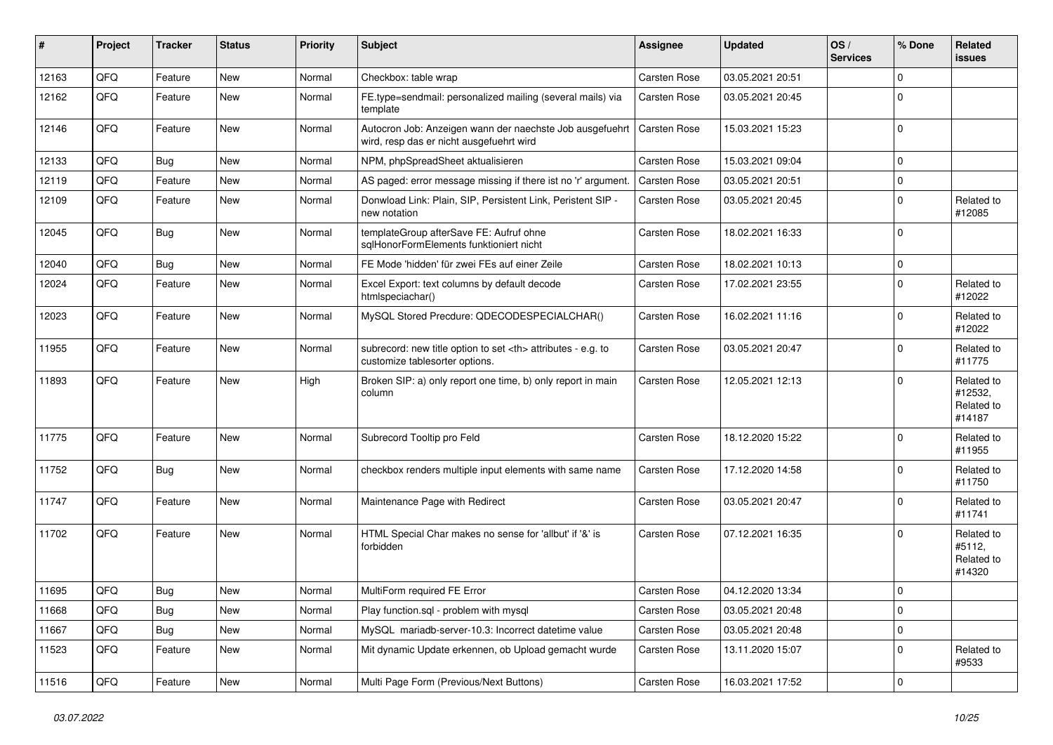| # | Project | Tracker | Status | Priority | Subject | Assignee | Updated | OS / Services | % Done | Related issues |
|---|---|---|---|---|---|---|---|---|---|---|
| 12163 | QFQ | Feature | New | Normal | Checkbox: table wrap | Carsten Rose | 03.05.2021 20:51 | | 0 | |
| 12162 | QFQ | Feature | New | Normal | FE.type=sendmail: personalized mailing (several mails) via template | Carsten Rose | 03.05.2021 20:45 | | 0 | |
| 12146 | QFQ | Feature | New | Normal | Autocron Job: Anzeigen wann der naechste Job ausgefuehrt wird, resp das er nicht ausgefuehrt wird | Carsten Rose | 15.03.2021 15:23 | | 0 | |
| 12133 | QFQ | Bug | New | Normal | NPM, phpSpreadSheet aktualisieren | Carsten Rose | 15.03.2021 09:04 | | 0 | |
| 12119 | QFQ | Feature | New | Normal | AS paged: error message missing if there ist no 'r' argument. | Carsten Rose | 03.05.2021 20:51 | | 0 | |
| 12109 | QFQ | Feature | New | Normal | Donwload Link: Plain, SIP, Persistent Link, Peristent SIP - new notation | Carsten Rose | 03.05.2021 20:45 | | 0 | Related to #12085 |
| 12045 | QFQ | Bug | New | Normal | templateGroup afterSave FE: Aufruf ohne sqlHonorFormElements funktioniert nicht | Carsten Rose | 18.02.2021 16:33 | | 0 | |
| 12040 | QFQ | Bug | New | Normal | FE Mode 'hidden' für zwei FEs auf einer Zeile | Carsten Rose | 18.02.2021 10:13 | | 0 | |
| 12024 | QFQ | Feature | New | Normal | Excel Export: text columns by default decode htmlspeciachar() | Carsten Rose | 17.02.2021 23:55 | | 0 | Related to #12022 |
| 12023 | QFQ | Feature | New | Normal | MySQL Stored Precdure: QDECODESPECIALCHAR() | Carsten Rose | 16.02.2021 11:16 | | 0 | Related to #12022 |
| 11955 | QFQ | Feature | New | Normal | subrecord: new title option to set <th> attributes - e.g. to customize tablesorter options. | Carsten Rose | 03.05.2021 20:47 | | 0 | Related to #11775 |
| 11893 | QFQ | Feature | New | High | Broken SIP: a) only report one time, b) only report in main column | Carsten Rose | 12.05.2021 12:13 | | 0 | Related to #12532, Related to #14187 |
| 11775 | QFQ | Feature | New | Normal | Subrecord Tooltip pro Feld | Carsten Rose | 18.12.2020 15:22 | | 0 | Related to #11955 |
| 11752 | QFQ | Bug | New | Normal | checkbox renders multiple input elements with same name | Carsten Rose | 17.12.2020 14:58 | | 0 | Related to #11750 |
| 11747 | QFQ | Feature | New | Normal | Maintenance Page with Redirect | Carsten Rose | 03.05.2021 20:47 | | 0 | Related to #11741 |
| 11702 | QFQ | Feature | New | Normal | HTML Special Char makes no sense for 'allbut' if '&' is forbidden | Carsten Rose | 07.12.2021 16:35 | | 0 | Related to #5112, Related to #14320 |
| 11695 | QFQ | Bug | New | Normal | MultiForm required FE Error | Carsten Rose | 04.12.2020 13:34 | | 0 | |
| 11668 | QFQ | Bug | New | Normal | Play function.sql - problem with mysql | Carsten Rose | 03.05.2021 20:48 | | 0 | |
| 11667 | QFQ | Bug | New | Normal | MySQL mariadb-server-10.3: Incorrect datetime value | Carsten Rose | 03.05.2021 20:48 | | 0 | |
| 11523 | QFQ | Feature | New | Normal | Mit dynamic Update erkennen, ob Upload gemacht wurde | Carsten Rose | 13.11.2020 15:07 | | 0 | Related to #9533 |
| 11516 | QFQ | Feature | New | Normal | Multi Page Form (Previous/Next Buttons) | Carsten Rose | 16.03.2021 17:52 | | 0 | |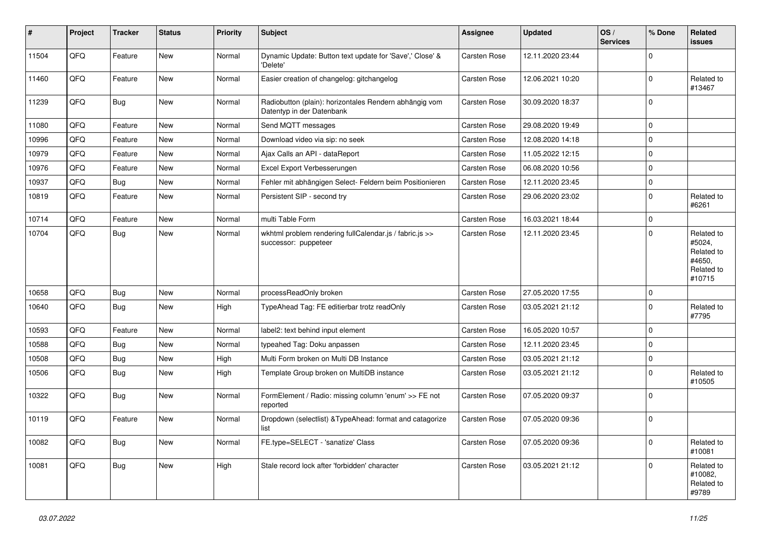| # | Project | Tracker | Status | Priority | Subject | Assignee | Updated | OS / Services | % Done | Related issues |
|---|---|---|---|---|---|---|---|---|---|---|
| 11504 | QFQ | Feature | New | Normal | Dynamic Update: Button text update for 'Save',' Close' & 'Delete' | Carsten Rose | 12.11.2020 23:44 | | 0 | |
| 11460 | QFQ | Feature | New | Normal | Easier creation of changelog: gitchangelog | Carsten Rose | 12.06.2021 10:20 | | 0 | Related to #13467 |
| 11239 | QFQ | Bug | New | Normal | Radiobutton (plain): horizontales Rendern abhängig vom Datentyp in der Datenbank | Carsten Rose | 30.09.2020 18:37 | | 0 | |
| 11080 | QFQ | Feature | New | Normal | Send MQTT messages | Carsten Rose | 29.08.2020 19:49 | | 0 | |
| 10996 | QFQ | Feature | New | Normal | Download video via sip: no seek | Carsten Rose | 12.08.2020 14:18 | | 0 | |
| 10979 | QFQ | Feature | New | Normal | Ajax Calls an API - dataReport | Carsten Rose | 11.05.2022 12:15 | | 0 | |
| 10976 | QFQ | Feature | New | Normal | Excel Export Verbesserungen | Carsten Rose | 06.08.2020 10:56 | | 0 | |
| 10937 | QFQ | Bug | New | Normal | Fehler mit abhängigen Select- Feldern beim Positionieren | Carsten Rose | 12.11.2020 23:45 | | 0 | |
| 10819 | QFQ | Feature | New | Normal | Persistent SIP - second try | Carsten Rose | 29.06.2020 23:02 | | 0 | Related to #6261 |
| 10714 | QFQ | Feature | New | Normal | multi Table Form | Carsten Rose | 16.03.2021 18:44 | | 0 | |
| 10704 | QFQ | Bug | New | Normal | wkhtml problem rendering fullCalendar.js / fabric.js >> successor: puppeteer | Carsten Rose | 12.11.2020 23:45 | | 0 | Related to #5024, Related to #4650, Related to #10715 |
| 10658 | QFQ | Bug | New | Normal | processReadOnly broken | Carsten Rose | 27.05.2020 17:55 | | 0 | |
| 10640 | QFQ | Bug | New | High | TypeAhead Tag: FE editierbar trotz readOnly | Carsten Rose | 03.05.2021 21:12 | | 0 | Related to #7795 |
| 10593 | QFQ | Feature | New | Normal | label2: text behind input element | Carsten Rose | 16.05.2020 10:57 | | 0 | |
| 10588 | QFQ | Bug | New | Normal | typeahed Tag: Doku anpassen | Carsten Rose | 12.11.2020 23:45 | | 0 | |
| 10508 | QFQ | Bug | New | High | Multi Form broken on Multi DB Instance | Carsten Rose | 03.05.2021 21:12 | | 0 | |
| 10506 | QFQ | Bug | New | High | Template Group broken on MultiDB instance | Carsten Rose | 03.05.2021 21:12 | | 0 | Related to #10505 |
| 10322 | QFQ | Bug | New | Normal | FormElement / Radio: missing column 'enum' >> FE not reported | Carsten Rose | 07.05.2020 09:37 | | 0 | |
| 10119 | QFQ | Feature | New | Normal | Dropdown (selectlist) &TypeAhead: format and catagorize list | Carsten Rose | 07.05.2020 09:36 | | 0 | |
| 10082 | QFQ | Bug | New | Normal | FE.type=SELECT - 'sanatize' Class | Carsten Rose | 07.05.2020 09:36 | | 0 | Related to #10081 |
| 10081 | QFQ | Bug | New | High | Stale record lock after 'forbidden' character | Carsten Rose | 03.05.2021 21:12 | | 0 | Related to #10082, Related to #9789 |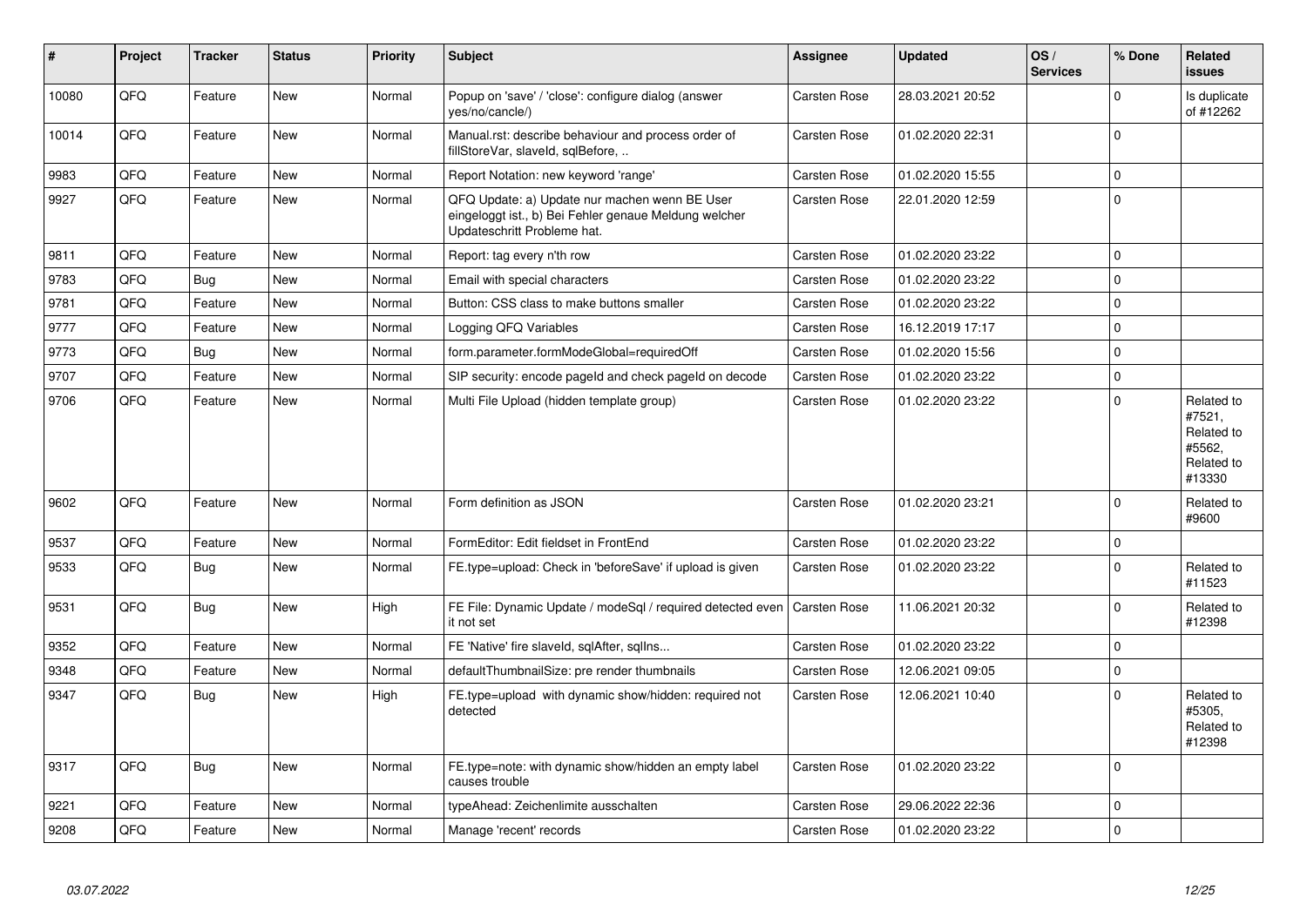| # | Project | Tracker | Status | Priority | Subject | Assignee | Updated | OS / Services | % Done | Related issues |
|---|---|---|---|---|---|---|---|---|---|---|
| 10080 | QFQ | Feature | New | Normal | Popup on 'save' / 'close': configure dialog (answer yes/no/cancle/) | Carsten Rose | 28.03.2021 20:52 | | 0 | Is duplicate of #12262 |
| 10014 | QFQ | Feature | New | Normal | Manual.rst: describe behaviour and process order of fillStoreVar, slaveId, sqlBefore, .. | Carsten Rose | 01.02.2020 22:31 | | 0 | |
| 9983 | QFQ | Feature | New | Normal | Report Notation: new keyword 'range' | Carsten Rose | 01.02.2020 15:55 | | 0 | |
| 9927 | QFQ | Feature | New | Normal | QFQ Update: a) Update nur machen wenn BE User eingeloggt ist., b) Bei Fehler genaue Meldung welcher Updateschritt Probleme hat. | Carsten Rose | 22.01.2020 12:59 | | 0 | |
| 9811 | QFQ | Feature | New | Normal | Report: tag every n'th row | Carsten Rose | 01.02.2020 23:22 | | 0 | |
| 9783 | QFQ | Bug | New | Normal | Email with special characters | Carsten Rose | 01.02.2020 23:22 | | 0 | |
| 9781 | QFQ | Feature | New | Normal | Button: CSS class to make buttons smaller | Carsten Rose | 01.02.2020 23:22 | | 0 | |
| 9777 | QFQ | Feature | New | Normal | Logging QFQ Variables | Carsten Rose | 16.12.2019 17:17 | | 0 | |
| 9773 | QFQ | Bug | New | Normal | form.parameter.formModeGlobal=requiredOff | Carsten Rose | 01.02.2020 15:56 | | 0 | |
| 9707 | QFQ | Feature | New | Normal | SIP security: encode pageId and check pageId on decode | Carsten Rose | 01.02.2020 23:22 | | 0 | |
| 9706 | QFQ | Feature | New | Normal | Multi File Upload (hidden template group) | Carsten Rose | 01.02.2020 23:22 | | 0 | Related to #7521, Related to #5562, Related to #13330 |
| 9602 | QFQ | Feature | New | Normal | Form definition as JSON | Carsten Rose | 01.02.2020 23:21 | | 0 | Related to #9600 |
| 9537 | QFQ | Feature | New | Normal | FormEditor: Edit fieldset in FrontEnd | Carsten Rose | 01.02.2020 23:22 | | 0 | |
| 9533 | QFQ | Bug | New | Normal | FE.type=upload: Check in 'beforeSave' if upload is given | Carsten Rose | 01.02.2020 23:22 | | 0 | Related to #11523 |
| 9531 | QFQ | Bug | New | High | FE File: Dynamic Update / modeSql / required detected even it not set | Carsten Rose | 11.06.2021 20:32 | | 0 | Related to #12398 |
| 9352 | QFQ | Feature | New | Normal | FE 'Native' fire slaveId, sqlAfter, sqlIns... | Carsten Rose | 01.02.2020 23:22 | | 0 | |
| 9348 | QFQ | Feature | New | Normal | defaultThumbnailSize: pre render thumbnails | Carsten Rose | 12.06.2021 09:05 | | 0 | |
| 9347 | QFQ | Bug | New | High | FE.type=upload with dynamic show/hidden: required not detected | Carsten Rose | 12.06.2021 10:40 | | 0 | Related to #5305, Related to #12398 |
| 9317 | QFQ | Bug | New | Normal | FE.type=note: with dynamic show/hidden an empty label causes trouble | Carsten Rose | 01.02.2020 23:22 | | 0 | |
| 9221 | QFQ | Feature | New | Normal | typeAhead: Zeichenlimite ausschalten | Carsten Rose | 29.06.2022 22:36 | | 0 | |
| 9208 | QFQ | Feature | New | Normal | Manage 'recent' records | Carsten Rose | 01.02.2020 23:22 | | 0 | |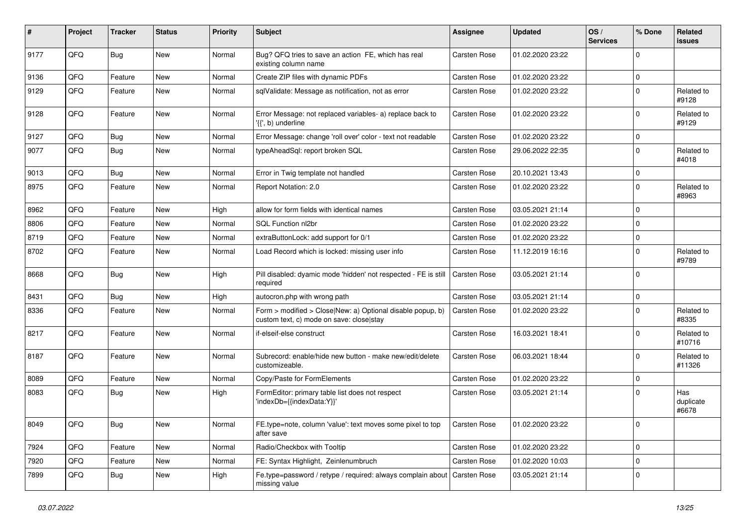| # | Project | Tracker | Status | Priority | Subject | Assignee | Updated | OS / Services | % Done | Related issues |
|---|---|---|---|---|---|---|---|---|---|---|
| 9177 | QFQ | Bug | New | Normal | Bug? QFQ tries to save an action FE, which has real existing column name | Carsten Rose | 01.02.2020 23:22 | | 0 | |
| 9136 | QFQ | Feature | New | Normal | Create ZIP files with dynamic PDFs | Carsten Rose | 01.02.2020 23:22 | | 0 | |
| 9129 | QFQ | Feature | New | Normal | sqlValidate: Message as notification, not as error | Carsten Rose | 01.02.2020 23:22 | | 0 | Related to #9128 |
| 9128 | QFQ | Feature | New | Normal | Error Message: not replaced variables- a) replace back to '{{', b) underline | Carsten Rose | 01.02.2020 23:22 | | 0 | Related to #9129 |
| 9127 | QFQ | Bug | New | Normal | Error Message: change 'roll over' color - text not readable | Carsten Rose | 01.02.2020 23:22 | | 0 | |
| 9077 | QFQ | Bug | New | Normal | typeAheadSql: report broken SQL | Carsten Rose | 29.06.2022 22:35 | | 0 | Related to #4018 |
| 9013 | QFQ | Bug | New | Normal | Error in Twig template not handled | Carsten Rose | 20.10.2021 13:43 | | 0 | |
| 8975 | QFQ | Feature | New | Normal | Report Notation: 2.0 | Carsten Rose | 01.02.2020 23:22 | | 0 | Related to #8963 |
| 8962 | QFQ | Feature | New | High | allow for form fields with identical names | Carsten Rose | 03.05.2021 21:14 | | 0 | |
| 8806 | QFQ | Feature | New | Normal | SQL Function nl2br | Carsten Rose | 01.02.2020 23:22 | | 0 | |
| 8719 | QFQ | Feature | New | Normal | extraButtonLock: add support for 0/1 | Carsten Rose | 01.02.2020 23:22 | | 0 | |
| 8702 | QFQ | Feature | New | Normal | Load Record which is locked: missing user info | Carsten Rose | 11.12.2019 16:16 | | 0 | Related to #9789 |
| 8668 | QFQ | Bug | New | High | Pill disabled: dyamic mode 'hidden' not respected - FE is still required | Carsten Rose | 03.05.2021 21:14 | | 0 | |
| 8431 | QFQ | Bug | New | High | autocron.php with wrong path | Carsten Rose | 03.05.2021 21:14 | | 0 | |
| 8336 | QFQ | Feature | New | Normal | Form > modified > Close\|New: a) Optional disable popup, b) custom text, c) mode on save: close\|stay | Carsten Rose | 01.02.2020 23:22 | | 0 | Related to #8335 |
| 8217 | QFQ | Feature | New | Normal | if-elseif-else construct | Carsten Rose | 16.03.2021 18:41 | | 0 | Related to #10716 |
| 8187 | QFQ | Feature | New | Normal | Subrecord: enable/hide new button - make new/edit/delete customizeable. | Carsten Rose | 06.03.2021 18:44 | | 0 | Related to #11326 |
| 8089 | QFQ | Feature | New | Normal | Copy/Paste for FormElements | Carsten Rose | 01.02.2020 23:22 | | 0 | |
| 8083 | QFQ | Bug | New | High | FormEditor: primary table list does not respect 'indexDb={{indexData:Y}}' | Carsten Rose | 03.05.2021 21:14 | | 0 | Has duplicate #6678 |
| 8049 | QFQ | Bug | New | Normal | FE.type=note, column 'value': text moves some pixel to top after save | Carsten Rose | 01.02.2020 23:22 | | 0 | |
| 7924 | QFQ | Feature | New | Normal | Radio/Checkbox with Tooltip | Carsten Rose | 01.02.2020 23:22 | | 0 | |
| 7920 | QFQ | Feature | New | Normal | FE: Syntax Highlight, Zeinlenumbruch | Carsten Rose | 01.02.2020 10:03 | | 0 | |
| 7899 | QFQ | Bug | New | High | Fe.type=password / retype / required: always complain about missing value | Carsten Rose | 03.05.2021 21:14 | | 0 | |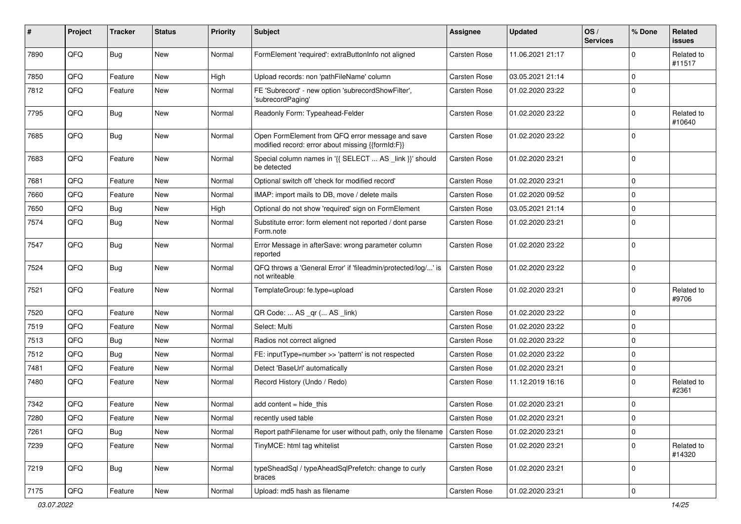| # | Project | Tracker | Status | Priority | Subject | Assignee | Updated | OS / Services | % Done | Related issues |
|---|---|---|---|---|---|---|---|---|---|---|
| 7890 | QFQ | Bug | New | Normal | FormElement 'required': extraButtonInfo not aligned | Carsten Rose | 11.06.2021 21:17 | | 0 | Related to #11517 |
| 7850 | QFQ | Feature | New | High | Upload records: non 'pathFileName' column | Carsten Rose | 03.05.2021 21:14 | | 0 | |
| 7812 | QFQ | Feature | New | Normal | FE 'Subrecord' - new option 'subrecordShowFilter', 'subrecordPaging' | Carsten Rose | 01.02.2020 23:22 | | 0 | |
| 7795 | QFQ | Bug | New | Normal | Readonly Form: Typeahead-Felder | Carsten Rose | 01.02.2020 23:22 | | 0 | Related to #10640 |
| 7685 | QFQ | Bug | New | Normal | Open FormElement from QFQ error message and save modified record: error about missing {{formId:F}} | Carsten Rose | 01.02.2020 23:22 | | 0 | |
| 7683 | QFQ | Feature | New | Normal | Special column names in '{{ SELECT ... AS _link }}' should be detected | Carsten Rose | 01.02.2020 23:21 | | 0 | |
| 7681 | QFQ | Feature | New | Normal | Optional switch off 'check for modified record' | Carsten Rose | 01.02.2020 23:21 | | 0 | |
| 7660 | QFQ | Feature | New | Normal | IMAP: import mails to DB, move / delete mails | Carsten Rose | 01.02.2020 09:52 | | 0 | |
| 7650 | QFQ | Bug | New | High | Optional do not show 'required' sign on FormElement | Carsten Rose | 03.05.2021 21:14 | | 0 | |
| 7574 | QFQ | Bug | New | Normal | Substitute error: form element not reported / dont parse Form.note | Carsten Rose | 01.02.2020 23:21 | | 0 | |
| 7547 | QFQ | Bug | New | Normal | Error Message in afterSave: wrong parameter column reported | Carsten Rose | 01.02.2020 23:22 | | 0 | |
| 7524 | QFQ | Bug | New | Normal | QFQ throws a 'General Error' if 'fileadmin/protected/log/...' is not writeable | Carsten Rose | 01.02.2020 23:22 | | 0 | |
| 7521 | QFQ | Feature | New | Normal | TemplateGroup: fe.type=upload | Carsten Rose | 01.02.2020 23:21 | | 0 | Related to #9706 |
| 7520 | QFQ | Feature | New | Normal | QR Code: ... AS _qr (... AS _link) | Carsten Rose | 01.02.2020 23:22 | | 0 | |
| 7519 | QFQ | Feature | New | Normal | Select: Multi | Carsten Rose | 01.02.2020 23:22 | | 0 | |
| 7513 | QFQ | Bug | New | Normal | Radios not correct aligned | Carsten Rose | 01.02.2020 23:22 | | 0 | |
| 7512 | QFQ | Bug | New | Normal | FE: inputType=number >> 'pattern' is not respected | Carsten Rose | 01.02.2020 23:22 | | 0 | |
| 7481 | QFQ | Feature | New | Normal | Detect 'BaseUrl' automatically | Carsten Rose | 01.02.2020 23:21 | | 0 | |
| 7480 | QFQ | Feature | New | Normal | Record History (Undo / Redo) | Carsten Rose | 11.12.2019 16:16 | | 0 | Related to #2361 |
| 7342 | QFQ | Feature | New | Normal | add content = hide_this | Carsten Rose | 01.02.2020 23:21 | | 0 | |
| 7280 | QFQ | Feature | New | Normal | recently used table | Carsten Rose | 01.02.2020 23:21 | | 0 | |
| 7261 | QFQ | Bug | New | Normal | Report pathFilename for user without path, only the filename | Carsten Rose | 01.02.2020 23:21 | | 0 | |
| 7239 | QFQ | Feature | New | Normal | TinyMCE: html tag whitelist | Carsten Rose | 01.02.2020 23:21 | | 0 | Related to #14320 |
| 7219 | QFQ | Bug | New | Normal | typeSheadSql / typeAheadSqlPrefetch: change to curly braces | Carsten Rose | 01.02.2020 23:21 | | 0 | |
| 7175 | QFQ | Feature | New | Normal | Upload: md5 hash as filename | Carsten Rose | 01.02.2020 23:21 | | 0 | |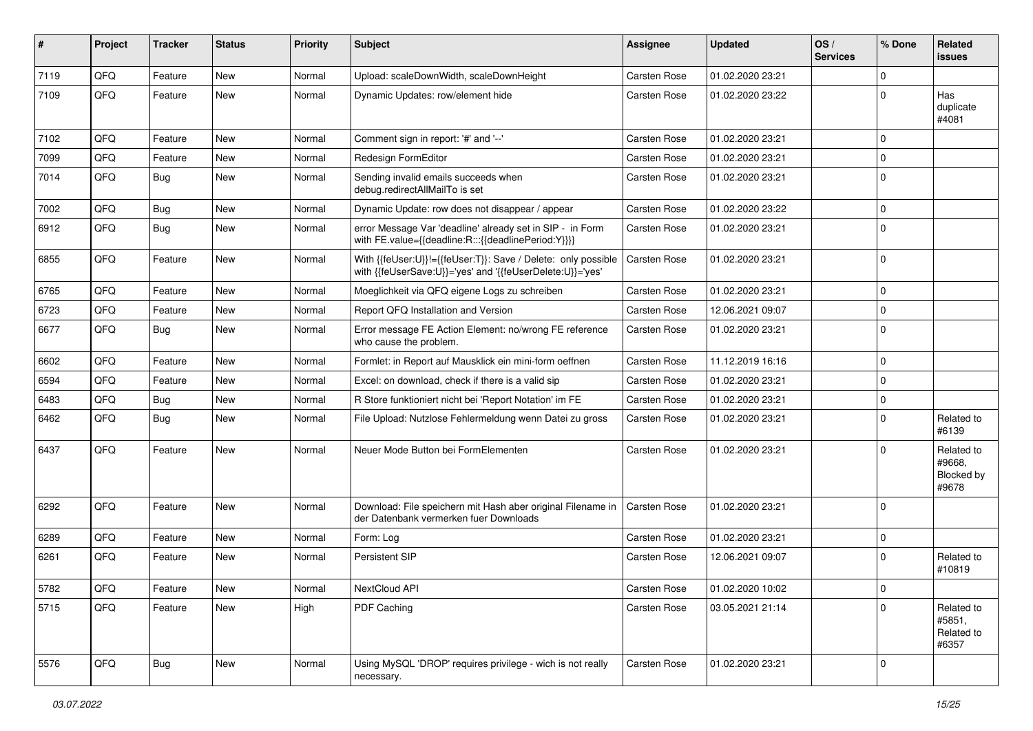| # | Project | Tracker | Status | Priority | Subject | Assignee | Updated | OS / Services | % Done | Related issues |
|---|---|---|---|---|---|---|---|---|---|---|
| 7119 | QFQ | Feature | New | Normal | Upload: scaleDownWidth, scaleDownHeight | Carsten Rose | 01.02.2020 23:21 | | 0 | |
| 7109 | QFQ | Feature | New | Normal | Dynamic Updates: row/element hide | Carsten Rose | 01.02.2020 23:22 | | 0 | Has duplicate #4081 |
| 7102 | QFQ | Feature | New | Normal | Comment sign in report: '#' and '--' | Carsten Rose | 01.02.2020 23:21 | | 0 | |
| 7099 | QFQ | Feature | New | Normal | Redesign FormEditor | Carsten Rose | 01.02.2020 23:21 | | 0 | |
| 7014 | QFQ | Bug | New | Normal | Sending invalid emails succeeds when debug.redirectAllMailTo is set | Carsten Rose | 01.02.2020 23:21 | | 0 | |
| 7002 | QFQ | Bug | New | Normal | Dynamic Update: row does not disappear / appear | Carsten Rose | 01.02.2020 23:22 | | 0 | |
| 6912 | QFQ | Bug | New | Normal | error Message Var 'deadline' already set in SIP - in Form with FE.value={{deadline:R:::{{deadlinePeriod:Y}}}} | Carsten Rose | 01.02.2020 23:21 | | 0 | |
| 6855 | QFQ | Feature | New | Normal | With {{feUser:U}}!={{feUser:T}}: Save / Delete: only possible with {{feUserSave:U}}='yes' and '{{feUserDelete:U}}='yes' | Carsten Rose | 01.02.2020 23:21 | | 0 | |
| 6765 | QFQ | Feature | New | Normal | Moeglichkeit via QFQ eigene Logs zu schreiben | Carsten Rose | 01.02.2020 23:21 | | 0 | |
| 6723 | QFQ | Feature | New | Normal | Report QFQ Installation and Version | Carsten Rose | 12.06.2021 09:07 | | 0 | |
| 6677 | QFQ | Bug | New | Normal | Error message FE Action Element: no/wrong FE reference who cause the problem. | Carsten Rose | 01.02.2020 23:21 | | 0 | |
| 6602 | QFQ | Feature | New | Normal | Formlet: in Report auf Mausklick ein mini-form oeffnen | Carsten Rose | 11.12.2019 16:16 | | 0 | |
| 6594 | QFQ | Feature | New | Normal | Excel: on download, check if there is a valid sip | Carsten Rose | 01.02.2020 23:21 | | 0 | |
| 6483 | QFQ | Bug | New | Normal | R Store funktioniert nicht bei 'Report Notation' im FE | Carsten Rose | 01.02.2020 23:21 | | 0 | |
| 6462 | QFQ | Bug | New | Normal | File Upload: Nutzlose Fehlermeldung wenn Datei zu gross | Carsten Rose | 01.02.2020 23:21 | | 0 | Related to #6139 |
| 6437 | QFQ | Feature | New | Normal | Neuer Mode Button bei FormElementen | Carsten Rose | 01.02.2020 23:21 | | 0 | Related to #9668, Blocked by #9678 |
| 6292 | QFQ | Feature | New | Normal | Download: File speichern mit Hash aber original Filename in der Datenbank vermerken fuer Downloads | Carsten Rose | 01.02.2020 23:21 | | 0 | |
| 6289 | QFQ | Feature | New | Normal | Form: Log | Carsten Rose | 01.02.2020 23:21 | | 0 | |
| 6261 | QFQ | Feature | New | Normal | Persistent SIP | Carsten Rose | 12.06.2021 09:07 | | 0 | Related to #10819 |
| 5782 | QFQ | Feature | New | Normal | NextCloud API | Carsten Rose | 01.02.2020 10:02 | | 0 | |
| 5715 | QFQ | Feature | New | High | PDF Caching | Carsten Rose | 03.05.2021 21:14 | | 0 | Related to #5851, Related to #6357 |
| 5576 | QFQ | Bug | New | Normal | Using MySQL 'DROP' requires privilege - wich is not really necessary. | Carsten Rose | 01.02.2020 23:21 | | 0 | |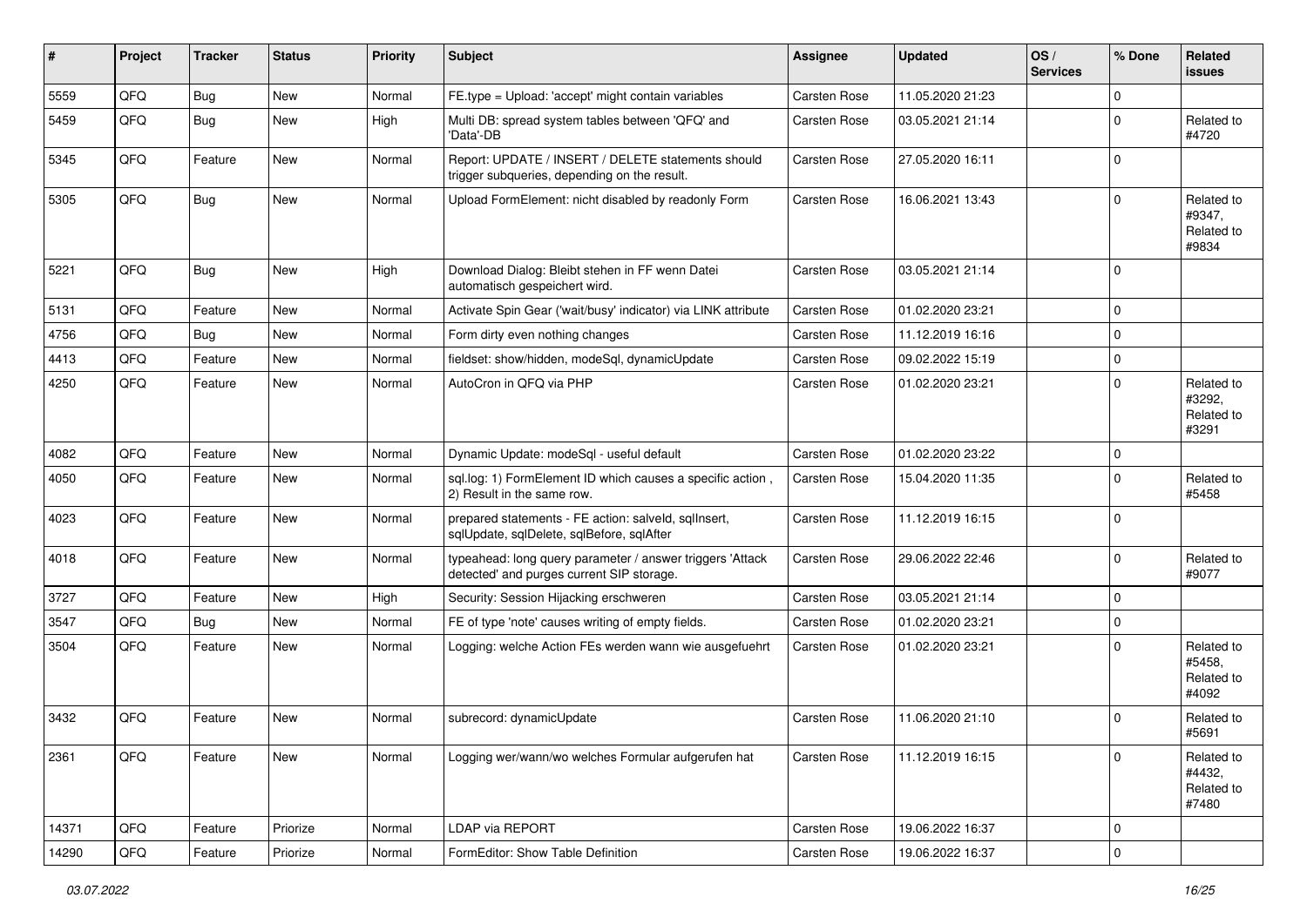| # | Project | Tracker | Status | Priority | Subject | Assignee | Updated | OS / Services | % Done | Related issues |
|---|---|---|---|---|---|---|---|---|---|---|
| 5559 | QFQ | Bug | New | Normal | FE.type = Upload: 'accept' might contain variables | Carsten Rose | 11.05.2020 21:23 | | 0 | |
| 5459 | QFQ | Bug | New | High | Multi DB: spread system tables between 'QFQ' and 'Data'-DB | Carsten Rose | 03.05.2021 21:14 | | 0 | Related to #4720 |
| 5345 | QFQ | Feature | New | Normal | Report: UPDATE / INSERT / DELETE statements should trigger subqueries, depending on the result. | Carsten Rose | 27.05.2020 16:11 | | 0 | |
| 5305 | QFQ | Bug | New | Normal | Upload FormElement: nicht disabled by readonly Form | Carsten Rose | 16.06.2021 13:43 | | 0 | Related to #9347, Related to #9834 |
| 5221 | QFQ | Bug | New | High | Download Dialog: Bleibt stehen in FF wenn Datei automatisch gespeichert wird. | Carsten Rose | 03.05.2021 21:14 | | 0 | |
| 5131 | QFQ | Feature | New | Normal | Activate Spin Gear ('wait/busy' indicator) via LINK attribute | Carsten Rose | 01.02.2020 23:21 | | 0 | |
| 4756 | QFQ | Bug | New | Normal | Form dirty even nothing changes | Carsten Rose | 11.12.2019 16:16 | | 0 | |
| 4413 | QFQ | Feature | New | Normal | fieldset: show/hidden, modeSql, dynamicUpdate | Carsten Rose | 09.02.2022 15:19 | | 0 | |
| 4250 | QFQ | Feature | New | Normal | AutoCron in QFQ via PHP | Carsten Rose | 01.02.2020 23:21 | | 0 | Related to #3292, Related to #3291 |
| 4082 | QFQ | Feature | New | Normal | Dynamic Update: modeSql - useful default | Carsten Rose | 01.02.2020 23:22 | | 0 | |
| 4050 | QFQ | Feature | New | Normal | sql.log: 1) FormElement ID which causes a specific action , 2) Result in the same row. | Carsten Rose | 15.04.2020 11:35 | | 0 | Related to #5458 |
| 4023 | QFQ | Feature | New | Normal | prepared statements - FE action: salveld, sqlInsert, sqlUpdate, sqlDelete, sqlBefore, sqlAfter | Carsten Rose | 11.12.2019 16:15 | | 0 | |
| 4018 | QFQ | Feature | New | Normal | typeahead: long query parameter / answer triggers 'Attack detected' and purges current SIP storage. | Carsten Rose | 29.06.2022 22:46 | | 0 | Related to #9077 |
| 3727 | QFQ | Feature | New | High | Security: Session Hijacking erschweren | Carsten Rose | 03.05.2021 21:14 | | 0 | |
| 3547 | QFQ | Bug | New | Normal | FE of type 'note' causes writing of empty fields. | Carsten Rose | 01.02.2020 23:21 | | 0 | |
| 3504 | QFQ | Feature | New | Normal | Logging: welche Action FEs werden wann wie ausgefuehrt | Carsten Rose | 01.02.2020 23:21 | | 0 | Related to #5458, Related to #4092 |
| 3432 | QFQ | Feature | New | Normal | subrecord: dynamicUpdate | Carsten Rose | 11.06.2020 21:10 | | 0 | Related to #5691 |
| 2361 | QFQ | Feature | New | Normal | Logging wer/wann/wo welches Formular aufgerufen hat | Carsten Rose | 11.12.2019 16:15 | | 0 | Related to #4432, Related to #7480 |
| 14371 | QFQ | Feature | Priorize | Normal | LDAP via REPORT | Carsten Rose | 19.06.2022 16:37 | | 0 | |
| 14290 | QFQ | Feature | Priorize | Normal | FormEditor: Show Table Definition | Carsten Rose | 19.06.2022 16:37 | | 0 | |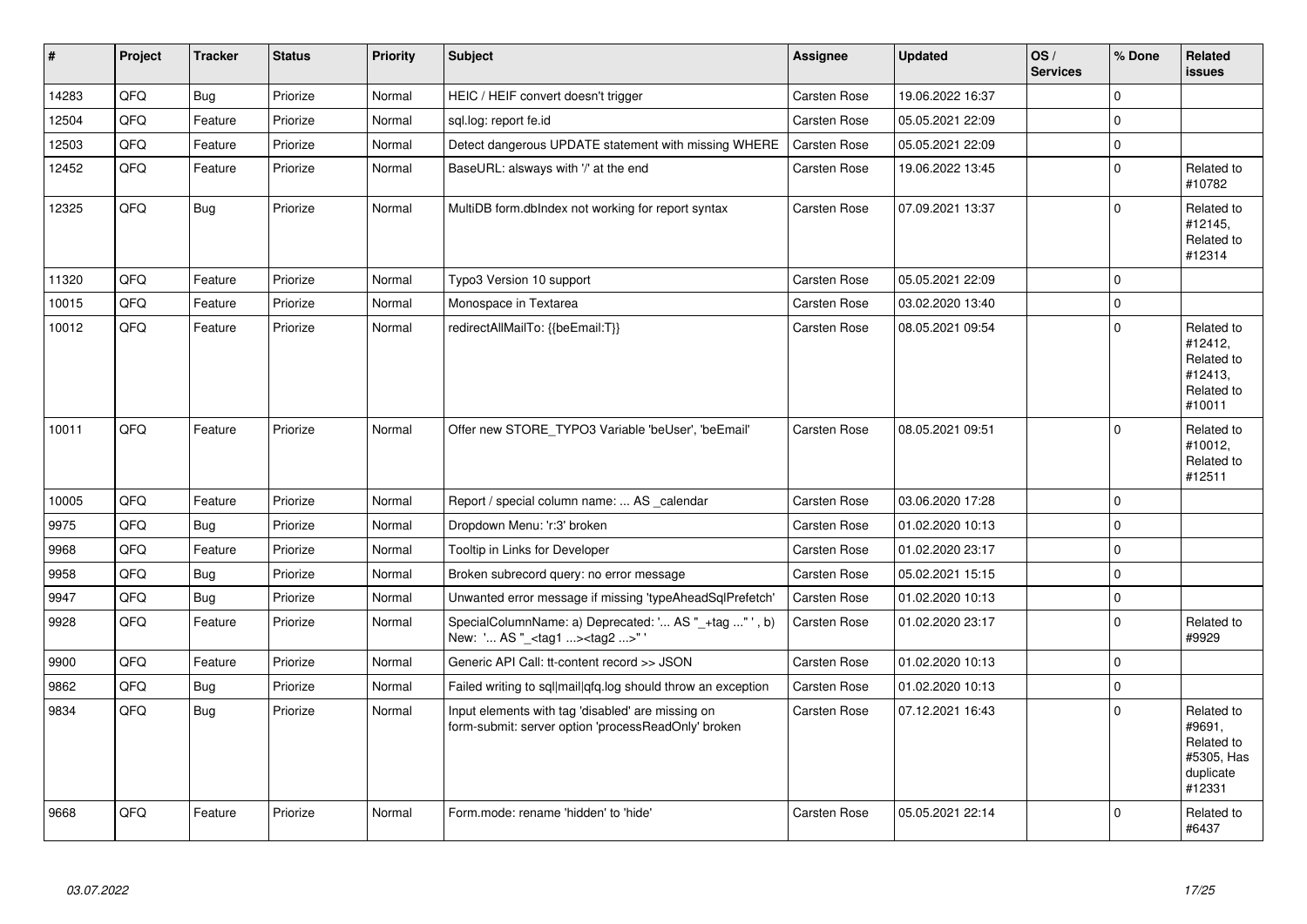| # | Project | Tracker | Status | Priority | Subject | Assignee | Updated | OS / Services | % Done | Related issues |
|---|---|---|---|---|---|---|---|---|---|---|
| 14283 | QFQ | Bug | Priorize | Normal | HEIC / HEIF convert doesn't trigger | Carsten Rose | 19.06.2022 16:37 | | 0 | |
| 12504 | QFQ | Feature | Priorize | Normal | sql.log: report fe.id | Carsten Rose | 05.05.2021 22:09 | | 0 | |
| 12503 | QFQ | Feature | Priorize | Normal | Detect dangerous UPDATE statement with missing WHERE | Carsten Rose | 05.05.2021 22:09 | | 0 | |
| 12452 | QFQ | Feature | Priorize | Normal | BaseURL: alsways with '/' at the end | Carsten Rose | 19.06.2022 13:45 | | 0 | Related to #10782 |
| 12325 | QFQ | Bug | Priorize | Normal | MultiDB form.dbIndex not working for report syntax | Carsten Rose | 07.09.2021 13:37 | | 0 | Related to #12145, Related to #12314 |
| 11320 | QFQ | Feature | Priorize | Normal | Typo3 Version 10 support | Carsten Rose | 05.05.2021 22:09 | | 0 | |
| 10015 | QFQ | Feature | Priorize | Normal | Monospace in Textarea | Carsten Rose | 03.02.2020 13:40 | | 0 | |
| 10012 | QFQ | Feature | Priorize | Normal | redirectAllMailTo: {{beEmail:T}} | Carsten Rose | 08.05.2021 09:54 | | 0 | Related to #12412, Related to #12413, Related to #10011 |
| 10011 | QFQ | Feature | Priorize | Normal | Offer new STORE_TYPO3 Variable 'beUser', 'beEmail' | Carsten Rose | 08.05.2021 09:51 | | 0 | Related to #10012, Related to #12511 |
| 10005 | QFQ | Feature | Priorize | Normal | Report / special column name: ... AS _calendar | Carsten Rose | 03.06.2020 17:28 | | 0 | |
| 9975 | QFQ | Bug | Priorize | Normal | Dropdown Menu: 'r:3' broken | Carsten Rose | 01.02.2020 10:13 | | 0 | |
| 9968 | QFQ | Feature | Priorize | Normal | Tooltip in Links for Developer | Carsten Rose | 01.02.2020 23:17 | | 0 | |
| 9958 | QFQ | Bug | Priorize | Normal | Broken subrecord query: no error message | Carsten Rose | 05.02.2021 15:15 | | 0 | |
| 9947 | QFQ | Bug | Priorize | Normal | Unwanted error message if missing 'typeAheadSqlPrefetch' | Carsten Rose | 01.02.2020 10:13 | | 0 | |
| 9928 | QFQ | Feature | Priorize | Normal | SpecialColumnName: a) Deprecated: '... AS "_+tag ..." ', b) New: '... AS "_<tag1 ...><tag2 ...>" ' | Carsten Rose | 01.02.2020 23:17 | | 0 | Related to #9929 |
| 9900 | QFQ | Feature | Priorize | Normal | Generic API Call: tt-content record >> JSON | Carsten Rose | 01.02.2020 10:13 | | 0 | |
| 9862 | QFQ | Bug | Priorize | Normal | Failed writing to sql\|mail\|qfq.log should throw an exception | Carsten Rose | 01.02.2020 10:13 | | 0 | |
| 9834 | QFQ | Bug | Priorize | Normal | Input elements with tag 'disabled' are missing on form-submit: server option 'processReadOnly' broken | Carsten Rose | 07.12.2021 16:43 | | 0 | Related to #9691, Related to #5305, Has duplicate #12331 |
| 9668 | QFQ | Feature | Priorize | Normal | Form.mode: rename 'hidden' to 'hide' | Carsten Rose | 05.05.2021 22:14 | | 0 | Related to #6437 |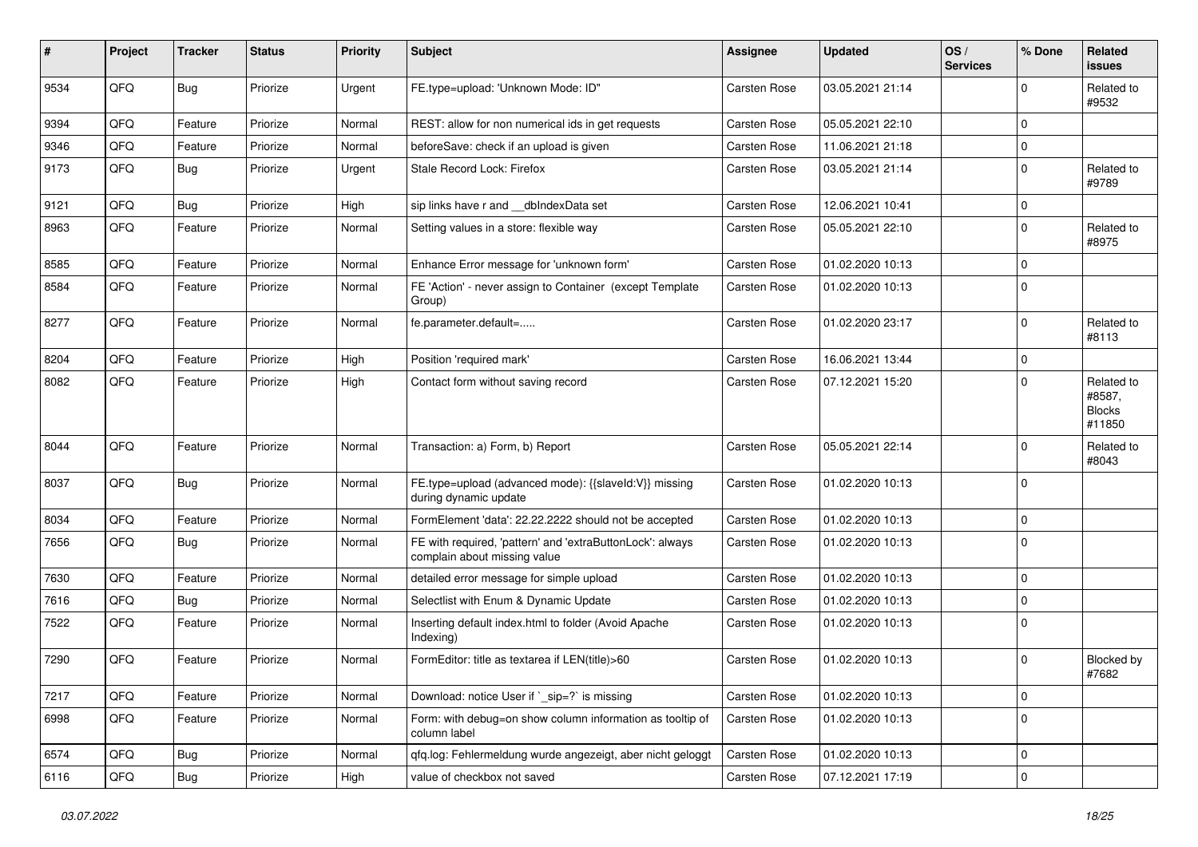| # | Project | Tracker | Status | Priority | Subject | Assignee | Updated | OS / Services | % Done | Related issues |
|---|---|---|---|---|---|---|---|---|---|---|
| 9534 | QFQ | Bug | Priorize | Urgent | FE.type=upload: 'Unknown Mode: ID" | Carsten Rose | 03.05.2021 21:14 | | 0 | Related to #9532 |
| 9394 | QFQ | Feature | Priorize | Normal | REST: allow for non numerical ids in get requests | Carsten Rose | 05.05.2021 22:10 | | 0 | |
| 9346 | QFQ | Feature | Priorize | Normal | beforeSave: check if an upload is given | Carsten Rose | 11.06.2021 21:18 | | 0 | |
| 9173 | QFQ | Bug | Priorize | Urgent | Stale Record Lock: Firefox | Carsten Rose | 03.05.2021 21:14 | | 0 | Related to #9789 |
| 9121 | QFQ | Bug | Priorize | High | sip links have r and __dbIndexData set | Carsten Rose | 12.06.2021 10:41 | | 0 | |
| 8963 | QFQ | Feature | Priorize | Normal | Setting values in a store: flexible way | Carsten Rose | 05.05.2021 22:10 | | 0 | Related to #8975 |
| 8585 | QFQ | Feature | Priorize | Normal | Enhance Error message for 'unknown form' | Carsten Rose | 01.02.2020 10:13 | | 0 | |
| 8584 | QFQ | Feature | Priorize | Normal | FE 'Action' - never assign to Container (except Template Group) | Carsten Rose | 01.02.2020 10:13 | | 0 | |
| 8277 | QFQ | Feature | Priorize | Normal | fe.parameter.default=..... | Carsten Rose | 01.02.2020 23:17 | | 0 | Related to #8113 |
| 8204 | QFQ | Feature | Priorize | High | Position 'required mark' | Carsten Rose | 16.06.2021 13:44 | | 0 | |
| 8082 | QFQ | Feature | Priorize | High | Contact form without saving record | Carsten Rose | 07.12.2021 15:20 | | 0 | Related to #8587, Blocks #11850 |
| 8044 | QFQ | Feature | Priorize | Normal | Transaction: a) Form, b) Report | Carsten Rose | 05.05.2021 22:14 | | 0 | Related to #8043 |
| 8037 | QFQ | Bug | Priorize | Normal | FE.type=upload (advanced mode): {{slaveId:V}} missing during dynamic update | Carsten Rose | 01.02.2020 10:13 | | 0 | |
| 8034 | QFQ | Feature | Priorize | Normal | FormElement 'data': 22.22.2222 should not be accepted | Carsten Rose | 01.02.2020 10:13 | | 0 | |
| 7656 | QFQ | Bug | Priorize | Normal | FE with required, 'pattern' and 'extraButtonLock': always complain about missing value | Carsten Rose | 01.02.2020 10:13 | | 0 | |
| 7630 | QFQ | Feature | Priorize | Normal | detailed error message for simple upload | Carsten Rose | 01.02.2020 10:13 | | 0 | |
| 7616 | QFQ | Bug | Priorize | Normal | Selectlist with Enum & Dynamic Update | Carsten Rose | 01.02.2020 10:13 | | 0 | |
| 7522 | QFQ | Feature | Priorize | Normal | Inserting default index.html to folder (Avoid Apache Indexing) | Carsten Rose | 01.02.2020 10:13 | | 0 | |
| 7290 | QFQ | Feature | Priorize | Normal | FormEditor: title as textarea if LEN(title)>60 | Carsten Rose | 01.02.2020 10:13 | | 0 | Blocked by #7682 |
| 7217 | QFQ | Feature | Priorize | Normal | Download: notice User if `_sip=?` is missing | Carsten Rose | 01.02.2020 10:13 | | 0 | |
| 6998 | QFQ | Feature | Priorize | Normal | Form: with debug=on show column information as tooltip of column label | Carsten Rose | 01.02.2020 10:13 | | 0 | |
| 6574 | QFQ | Bug | Priorize | Normal | qfq.log: Fehlermeldung wurde angezeigt, aber nicht geloggt | Carsten Rose | 01.02.2020 10:13 | | 0 | |
| 6116 | QFQ | Bug | Priorize | High | value of checkbox not saved | Carsten Rose | 07.12.2021 17:19 | | 0 | |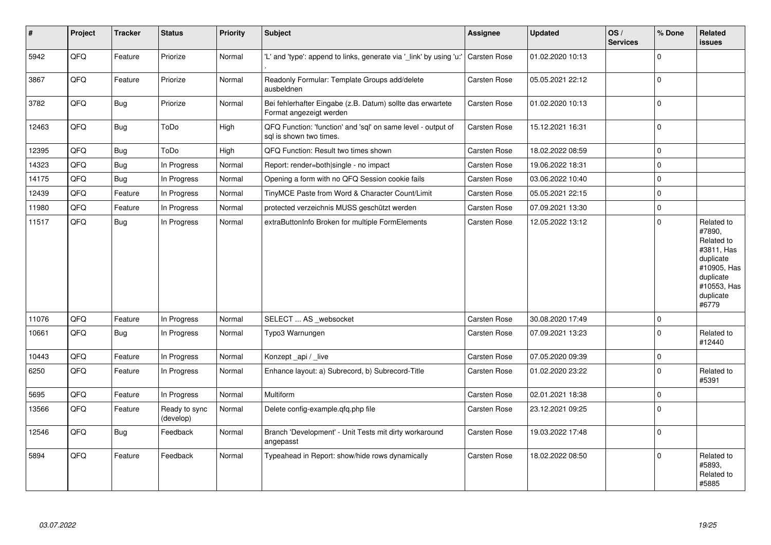| # | Project | Tracker | Status | Priority | Subject | Assignee | Updated | OS / Services | % Done | Related issues |
|---|---|---|---|---|---|---|---|---|---|---|
| 5942 | QFQ | Feature | Priorize | Normal | 'L' and 'type': append to links, generate via '_link' by using 'u:' . | Carsten Rose | 01.02.2020 10:13 | | 0 | |
| 3867 | QFQ | Feature | Priorize | Normal | Readonly Formular: Template Groups add/delete ausbeldnen | Carsten Rose | 05.05.2021 22:12 | | 0 | |
| 3782 | QFQ | Bug | Priorize | Normal | Bei fehlerhafter Eingabe (z.B. Datum) sollte das erwartete Format angezeigt werden | Carsten Rose | 01.02.2020 10:13 | | 0 | |
| 12463 | QFQ | Bug | ToDo | High | QFQ Function: 'function' and 'sql' on same level - output of sql is shown two times. | Carsten Rose | 15.12.2021 16:31 | | 0 | |
| 12395 | QFQ | Bug | ToDo | High | QFQ Function: Result two times shown | Carsten Rose | 18.02.2022 08:59 | | 0 | |
| 14323 | QFQ | Bug | In Progress | Normal | Report: render=both|single - no impact | Carsten Rose | 19.06.2022 18:31 | | 0 | |
| 14175 | QFQ | Bug | In Progress | Normal | Opening a form with no QFQ Session cookie fails | Carsten Rose | 03.06.2022 10:40 | | 0 | |
| 12439 | QFQ | Feature | In Progress | Normal | TinyMCE Paste from Word & Character Count/Limit | Carsten Rose | 05.05.2021 22:15 | | 0 | |
| 11980 | QFQ | Feature | In Progress | Normal | protected verzeichnis MUSS geschützt werden | Carsten Rose | 07.09.2021 13:30 | | 0 | |
| 11517 | QFQ | Bug | In Progress | Normal | extraButtonInfo Broken for multiple FormElements | Carsten Rose | 12.05.2022 13:12 | | 0 | Related to #7890, Related to #3811, Has duplicate #10905, Has duplicate #10553, Has duplicate #6779 |
| 11076 | QFQ | Feature | In Progress | Normal | SELECT ... AS _websocket | Carsten Rose | 30.08.2020 17:49 | | 0 | |
| 10661 | QFQ | Bug | In Progress | Normal | Typo3 Warnungen | Carsten Rose | 07.09.2021 13:23 | | 0 | Related to #12440 |
| 10443 | QFQ | Feature | In Progress | Normal | Konzept _api / _live | Carsten Rose | 07.05.2020 09:39 | | 0 | |
| 6250 | QFQ | Feature | In Progress | Normal | Enhance layout: a) Subrecord, b) Subrecord-Title | Carsten Rose | 01.02.2020 23:22 | | 0 | Related to #5391 |
| 5695 | QFQ | Feature | In Progress | Normal | Multiform | Carsten Rose | 02.01.2021 18:38 | | 0 | |
| 13566 | QFQ | Feature | Ready to sync (develop) | Normal | Delete config-example.qfq.php file | Carsten Rose | 23.12.2021 09:25 | | 0 | |
| 12546 | QFQ | Bug | Feedback | Normal | Branch 'Development' - Unit Tests mit dirty workaround angepasst | Carsten Rose | 19.03.2022 17:48 | | 0 | |
| 5894 | QFQ | Feature | Feedback | Normal | Typeahead in Report: show/hide rows dynamically | Carsten Rose | 18.02.2022 08:50 | | 0 | Related to #5893, Related to #5885 |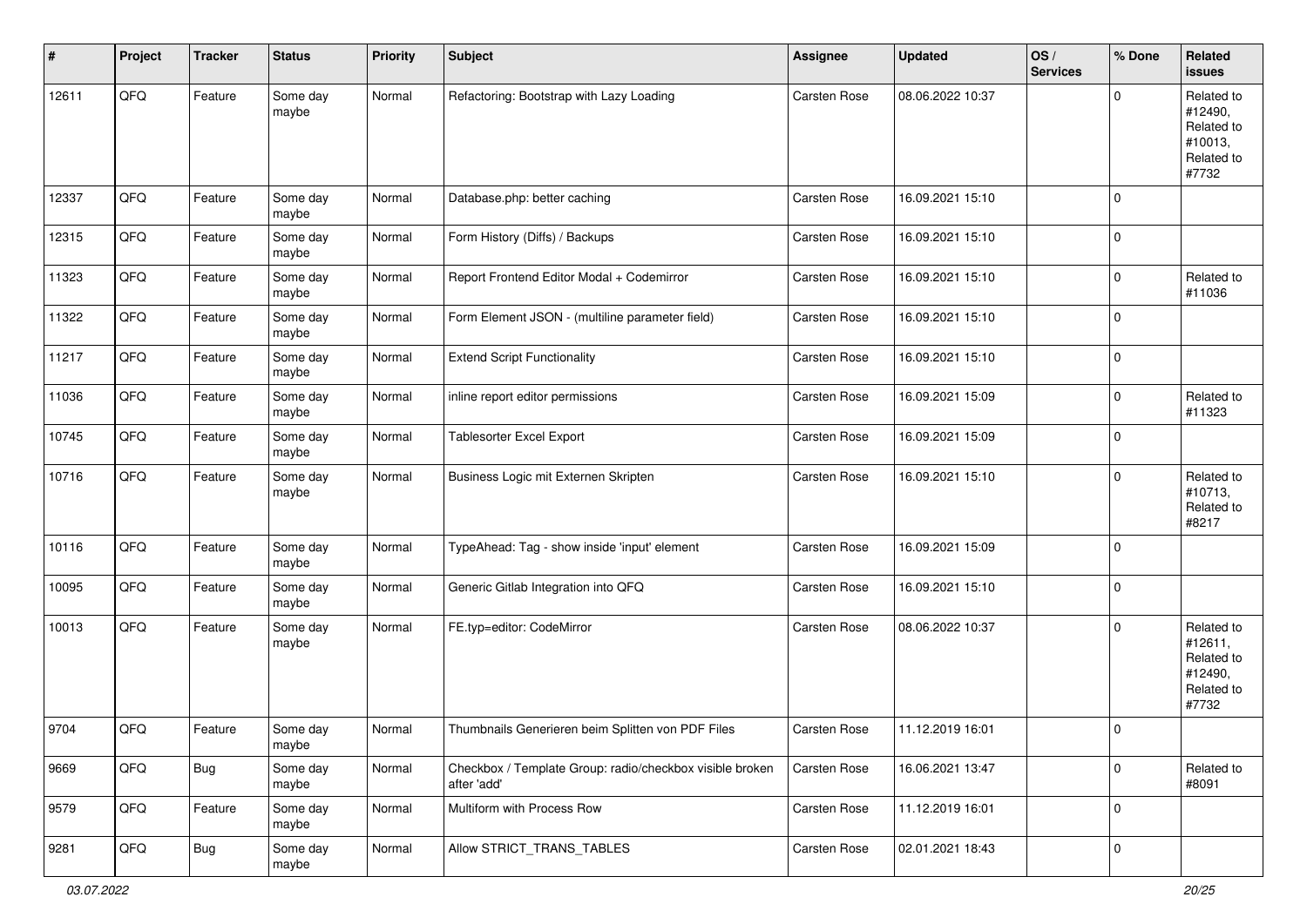| # | Project | Tracker | Status | Priority | Subject | Assignee | Updated | OS / Services | % Done | Related issues |
|---|---|---|---|---|---|---|---|---|---|---|
| 12611 | QFQ | Feature | Some day maybe | Normal | Refactoring: Bootstrap with Lazy Loading | Carsten Rose | 08.06.2022 10:37 | | 0 | Related to #12490, Related to #10013, Related to #7732 |
| 12337 | QFQ | Feature | Some day maybe | Normal | Database.php: better caching | Carsten Rose | 16.09.2021 15:10 | | 0 | |
| 12315 | QFQ | Feature | Some day maybe | Normal | Form History (Diffs) / Backups | Carsten Rose | 16.09.2021 15:10 | | 0 | |
| 11323 | QFQ | Feature | Some day maybe | Normal | Report Frontend Editor Modal + Codemirror | Carsten Rose | 16.09.2021 15:10 | | 0 | Related to #11036 |
| 11322 | QFQ | Feature | Some day maybe | Normal | Form Element JSON - (multiline parameter field) | Carsten Rose | 16.09.2021 15:10 | | 0 | |
| 11217 | QFQ | Feature | Some day maybe | Normal | Extend Script Functionality | Carsten Rose | 16.09.2021 15:10 | | 0 | |
| 11036 | QFQ | Feature | Some day maybe | Normal | inline report editor permissions | Carsten Rose | 16.09.2021 15:09 | | 0 | Related to #11323 |
| 10745 | QFQ | Feature | Some day maybe | Normal | Tablesorter Excel Export | Carsten Rose | 16.09.2021 15:09 | | 0 | |
| 10716 | QFQ | Feature | Some day maybe | Normal | Business Logic mit Externen Skripten | Carsten Rose | 16.09.2021 15:10 | | 0 | Related to #10713, Related to #8217 |
| 10116 | QFQ | Feature | Some day maybe | Normal | TypeAhead: Tag - show inside 'input' element | Carsten Rose | 16.09.2021 15:09 | | 0 | |
| 10095 | QFQ | Feature | Some day maybe | Normal | Generic Gitlab Integration into QFQ | Carsten Rose | 16.09.2021 15:10 | | 0 | |
| 10013 | QFQ | Feature | Some day maybe | Normal | FE.typ=editor: CodeMirror | Carsten Rose | 08.06.2022 10:37 | | 0 | Related to #12611, Related to #12490, Related to #7732 |
| 9704 | QFQ | Feature | Some day maybe | Normal | Thumbnails Generieren beim Splitten von PDF Files | Carsten Rose | 11.12.2019 16:01 | | 0 | |
| 9669 | QFQ | Bug | Some day maybe | Normal | Checkbox / Template Group: radio/checkbox visible broken after 'add' | Carsten Rose | 16.06.2021 13:47 | | 0 | Related to #8091 |
| 9579 | QFQ | Feature | Some day maybe | Normal | Multiform with Process Row | Carsten Rose | 11.12.2019 16:01 | | 0 | |
| 9281 | QFQ | Bug | Some day maybe | Normal | Allow STRICT_TRANS_TABLES | Carsten Rose | 02.01.2021 18:43 | | 0 | |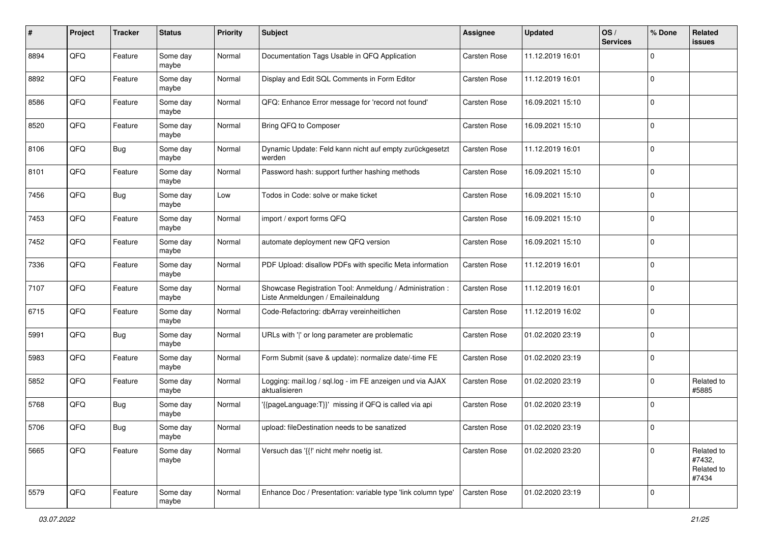| # | Project | Tracker | Status | Priority | Subject | Assignee | Updated | OS / Services | % Done | Related issues |
|---|---|---|---|---|---|---|---|---|---|---|
| 8894 | QFQ | Feature | Some day maybe | Normal | Documentation Tags Usable in QFQ Application | Carsten Rose | 11.12.2019 16:01 | | 0 | |
| 8892 | QFQ | Feature | Some day maybe | Normal | Display and Edit SQL Comments in Form Editor | Carsten Rose | 11.12.2019 16:01 | | 0 | |
| 8586 | QFQ | Feature | Some day maybe | Normal | QFQ: Enhance Error message for 'record not found' | Carsten Rose | 16.09.2021 15:10 | | 0 | |
| 8520 | QFQ | Feature | Some day maybe | Normal | Bring QFQ to Composer | Carsten Rose | 16.09.2021 15:10 | | 0 | |
| 8106 | QFQ | Bug | Some day maybe | Normal | Dynamic Update: Feld kann nicht auf empty zurückgesetzt werden | Carsten Rose | 11.12.2019 16:01 | | 0 | |
| 8101 | QFQ | Feature | Some day maybe | Normal | Password hash: support further hashing methods | Carsten Rose | 16.09.2021 15:10 | | 0 | |
| 7456 | QFQ | Bug | Some day maybe | Low | Todos in Code: solve or make ticket | Carsten Rose | 16.09.2021 15:10 | | 0 | |
| 7453 | QFQ | Feature | Some day maybe | Normal | import / export forms QFQ | Carsten Rose | 16.09.2021 15:10 | | 0 | |
| 7452 | QFQ | Feature | Some day maybe | Normal | automate deployment new QFQ version | Carsten Rose | 16.09.2021 15:10 | | 0 | |
| 7336 | QFQ | Feature | Some day maybe | Normal | PDF Upload: disallow PDFs with specific Meta information | Carsten Rose | 11.12.2019 16:01 | | 0 | |
| 7107 | QFQ | Feature | Some day maybe | Normal | Showcase Registration Tool: Anmeldung / Administration : Liste Anmeldungen / Emaileinaldung | Carsten Rose | 11.12.2019 16:01 | | 0 | |
| 6715 | QFQ | Feature | Some day maybe | Normal | Code-Refactoring: dbArray vereinheitlichen | Carsten Rose | 11.12.2019 16:02 | | 0 | |
| 5991 | QFQ | Bug | Some day maybe | Normal | URLs with '\|' or long parameter are problematic | Carsten Rose | 01.02.2020 23:19 | | 0 | |
| 5983 | QFQ | Feature | Some day maybe | Normal | Form Submit (save & update): normalize date/-time FE | Carsten Rose | 01.02.2020 23:19 | | 0 | |
| 5852 | QFQ | Feature | Some day maybe | Normal | Logging: mail.log / sql.log - im FE anzeigen und via AJAX aktualisieren | Carsten Rose | 01.02.2020 23:19 | | 0 | Related to #5885 |
| 5768 | QFQ | Bug | Some day maybe | Normal | '{{pageLanguage:T}}' missing if QFQ is called via api | Carsten Rose | 01.02.2020 23:19 | | 0 | |
| 5706 | QFQ | Bug | Some day maybe | Normal | upload: fileDestination needs to be sanatized | Carsten Rose | 01.02.2020 23:19 | | 0 | |
| 5665 | QFQ | Feature | Some day maybe | Normal | Versuch das '{{!' nicht mehr noetig ist. | Carsten Rose | 01.02.2020 23:20 | | 0 | Related to #7432, Related to #7434 |
| 5579 | QFQ | Feature | Some day maybe | Normal | Enhance Doc / Presentation: variable type 'link column type' | Carsten Rose | 01.02.2020 23:19 | | 0 | |

*03.07.2022*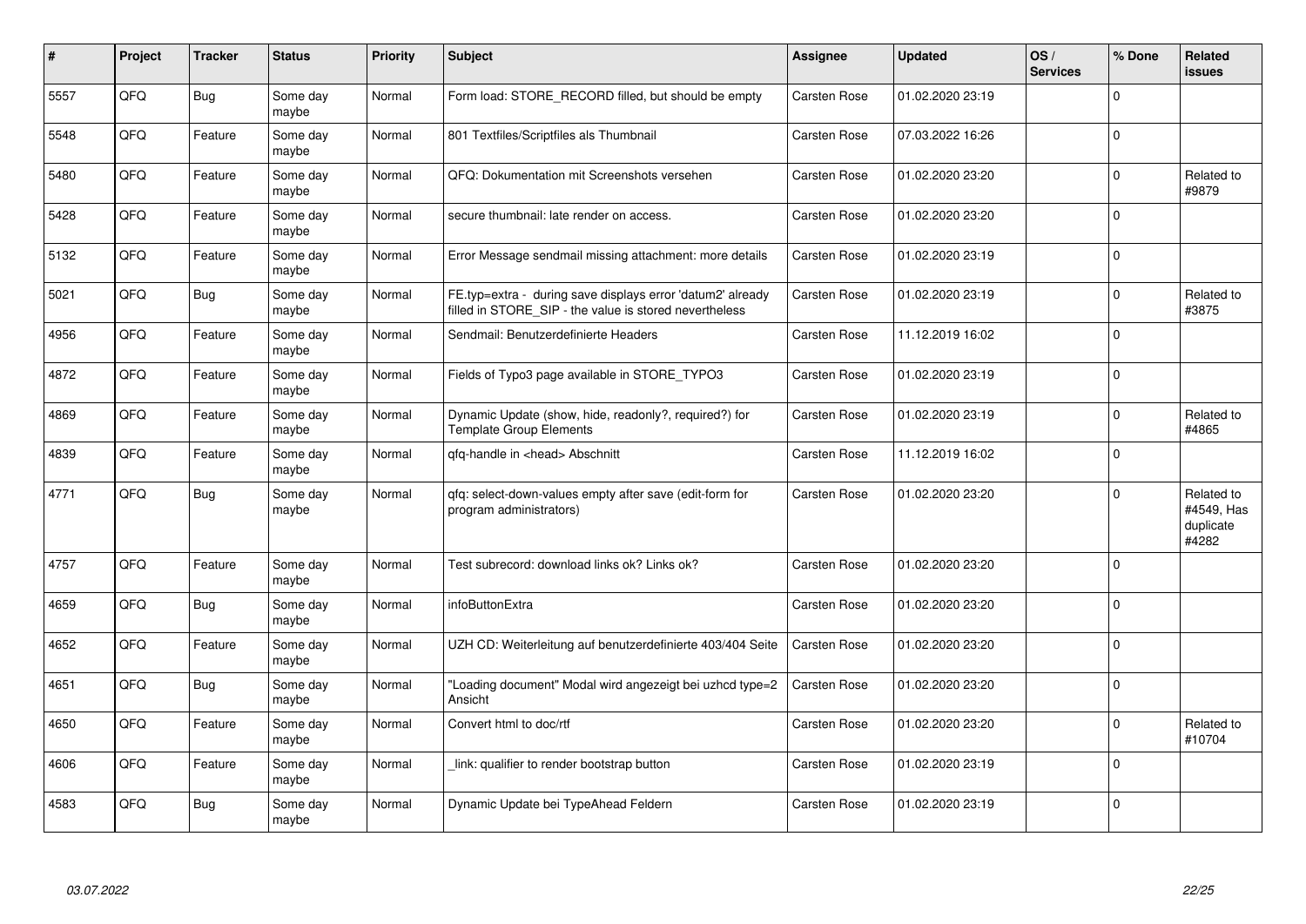| # | Project | Tracker | Status | Priority | Subject | Assignee | Updated | OS / Services | % Done | Related issues |
|---|---|---|---|---|---|---|---|---|---|---|
| 5557 | QFQ | Bug | Some day maybe | Normal | Form load: STORE_RECORD filled, but should be empty | Carsten Rose | 01.02.2020 23:19 | | 0 | |
| 5548 | QFQ | Feature | Some day maybe | Normal | 801 Textfiles/Scriptfiles als Thumbnail | Carsten Rose | 07.03.2022 16:26 | | 0 | |
| 5480 | QFQ | Feature | Some day maybe | Normal | QFQ: Dokumentation mit Screenshots versehen | Carsten Rose | 01.02.2020 23:20 | | 0 | Related to #9879 |
| 5428 | QFQ | Feature | Some day maybe | Normal | secure thumbnail: late render on access. | Carsten Rose | 01.02.2020 23:20 | | 0 | |
| 5132 | QFQ | Feature | Some day maybe | Normal | Error Message sendmail missing attachment: more details | Carsten Rose | 01.02.2020 23:19 | | 0 | |
| 5021 | QFQ | Bug | Some day maybe | Normal | FE.typ=extra - during save displays error 'datum2' already filled in STORE_SIP - the value is stored nevertheless | Carsten Rose | 01.02.2020 23:19 | | 0 | Related to #3875 |
| 4956 | QFQ | Feature | Some day maybe | Normal | Sendmail: Benutzerdefinierte Headers | Carsten Rose | 11.12.2019 16:02 | | 0 | |
| 4872 | QFQ | Feature | Some day maybe | Normal | Fields of Typo3 page available in STORE_TYPO3 | Carsten Rose | 01.02.2020 23:19 | | 0 | |
| 4869 | QFQ | Feature | Some day maybe | Normal | Dynamic Update (show, hide, readonly?, required?) for Template Group Elements | Carsten Rose | 01.02.2020 23:19 | | 0 | Related to #4865 |
| 4839 | QFQ | Feature | Some day maybe | Normal | qfq-handle in <head> Abschnitt | Carsten Rose | 11.12.2019 16:02 | | 0 | |
| 4771 | QFQ | Bug | Some day maybe | Normal | qfq: select-down-values empty after save (edit-form for program administrators) | Carsten Rose | 01.02.2020 23:20 | | 0 | Related to #4549, Has duplicate #4282 |
| 4757 | QFQ | Feature | Some day maybe | Normal | Test subrecord: download links ok? Links ok? | Carsten Rose | 01.02.2020 23:20 | | 0 | |
| 4659 | QFQ | Bug | Some day maybe | Normal | infoButtonExtra | Carsten Rose | 01.02.2020 23:20 | | 0 | |
| 4652 | QFQ | Feature | Some day maybe | Normal | UZH CD: Weiterleitung auf benutzerdefinierte 403/404 Seite | Carsten Rose | 01.02.2020 23:20 | | 0 | |
| 4651 | QFQ | Bug | Some day maybe | Normal | "Loading document" Modal wird angezeigt bei uzhcd type=2 Ansicht | Carsten Rose | 01.02.2020 23:20 | | 0 | |
| 4650 | QFQ | Feature | Some day maybe | Normal | Convert html to doc/rtf | Carsten Rose | 01.02.2020 23:20 | | 0 | Related to #10704 |
| 4606 | QFQ | Feature | Some day maybe | Normal | _link: qualifier to render bootstrap button | Carsten Rose | 01.02.2020 23:19 | | 0 | |
| 4583 | QFQ | Bug | Some day maybe | Normal | Dynamic Update bei TypeAhead Feldern | Carsten Rose | 01.02.2020 23:19 | | 0 | |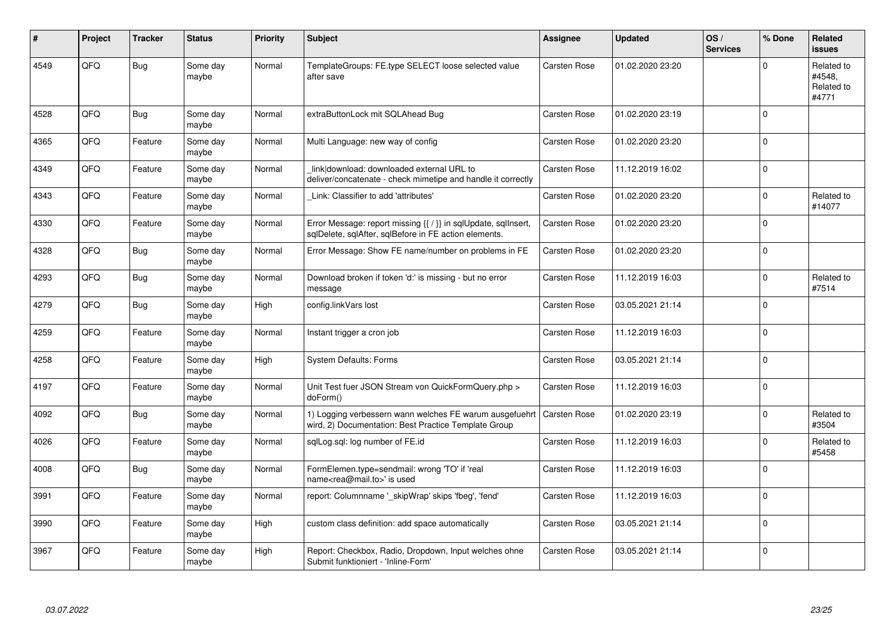| # | Project | Tracker | Status | Priority | Subject | Assignee | Updated | OS / Services | % Done | Related issues |
|---|---|---|---|---|---|---|---|---|---|---|
| 4549 | QFQ | Bug | Some day maybe | Normal | TemplateGroups: FE.type SELECT loose selected value after save | Carsten Rose | 01.02.2020 23:20 | | 0 | Related to #4548, Related to #4771 |
| 4528 | QFQ | Bug | Some day maybe | Normal | extraButtonLock mit SQLAhead Bug | Carsten Rose | 01.02.2020 23:19 | | 0 | |
| 4365 | QFQ | Feature | Some day maybe | Normal | Multi Language: new way of config | Carsten Rose | 01.02.2020 23:20 | | 0 | |
| 4349 | QFQ | Feature | Some day maybe | Normal | _link\|download: downloaded external URL to deliver/concatenate - check mimetipe and handle it correctly | Carsten Rose | 11.12.2019 16:02 | | 0 | |
| 4343 | QFQ | Feature | Some day maybe | Normal | _Link: Classifier to add 'attributes' | Carsten Rose | 01.02.2020 23:20 | | 0 | Related to #14077 |
| 4330 | QFQ | Feature | Some day maybe | Normal | Error Message: report missing {{ / }} in sqlUpdate, sqlInsert, sqlDelete, sqlAfter, sqlBefore in FE action elements. | Carsten Rose | 01.02.2020 23:20 | | 0 | |
| 4328 | QFQ | Bug | Some day maybe | Normal | Error Message: Show FE name/number on problems in FE | Carsten Rose | 01.02.2020 23:20 | | 0 | |
| 4293 | QFQ | Bug | Some day maybe | Normal | Download broken if token 'd:' is missing - but no error message | Carsten Rose | 11.12.2019 16:03 | | 0 | Related to #7514 |
| 4279 | QFQ | Bug | Some day maybe | High | config.linkVars lost | Carsten Rose | 03.05.2021 21:14 | | 0 | |
| 4259 | QFQ | Feature | Some day maybe | Normal | Instant trigger a cron job | Carsten Rose | 11.12.2019 16:03 | | 0 | |
| 4258 | QFQ | Feature | Some day maybe | High | System Defaults: Forms | Carsten Rose | 03.05.2021 21:14 | | 0 | |
| 4197 | QFQ | Feature | Some day maybe | Normal | Unit Test fuer JSON Stream von QuickFormQuery.php > doForm() | Carsten Rose | 11.12.2019 16:03 | | 0 | |
| 4092 | QFQ | Bug | Some day maybe | Normal | 1) Logging verbessern wann welches FE warum ausgefuehrt wird, 2) Documentation: Best Practice Template Group | Carsten Rose | 01.02.2020 23:19 | | 0 | Related to #3504 |
| 4026 | QFQ | Feature | Some day maybe | Normal | sqlLog.sql: log number of FE.id | Carsten Rose | 11.12.2019 16:03 | | 0 | Related to #5458 |
| 4008 | QFQ | Bug | Some day maybe | Normal | FormElemen.type=sendmail: wrong 'TO' if 'real name<rea@mail.to>' is used | Carsten Rose | 11.12.2019 16:03 | | 0 | |
| 3991 | QFQ | Feature | Some day maybe | Normal | report: Columnname '_skipWrap' skips 'fbeg', 'fend' | Carsten Rose | 11.12.2019 16:03 | | 0 | |
| 3990 | QFQ | Feature | Some day maybe | High | custom class definition: add space automatically | Carsten Rose | 03.05.2021 21:14 | | 0 | |
| 3967 | QFQ | Feature | Some day maybe | High | Report: Checkbox, Radio, Dropdown, Input welches ohne Submit funktioniert - 'Inline-Form' | Carsten Rose | 03.05.2021 21:14 | | 0 | |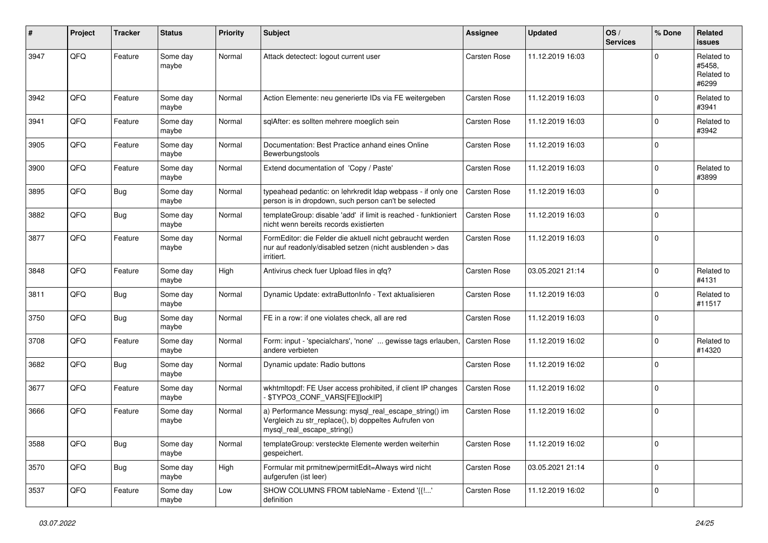| # | Project | Tracker | Status | Priority | Subject | Assignee | Updated | OS / Services | % Done | Related issues |
|---|---|---|---|---|---|---|---|---|---|---|
| 3947 | QFQ | Feature | Some day maybe | Normal | Attack detectect: logout current user | Carsten Rose | 11.12.2019 16:03 | | 0 | Related to #5458, Related to #6299 |
| 3942 | QFQ | Feature | Some day maybe | Normal | Action Elemente: neu generierte IDs via FE weitergeben | Carsten Rose | 11.12.2019 16:03 | | 0 | Related to #3941 |
| 3941 | QFQ | Feature | Some day maybe | Normal | sqlAfter: es sollten mehrere moeglich sein | Carsten Rose | 11.12.2019 16:03 | | 0 | Related to #3942 |
| 3905 | QFQ | Feature | Some day maybe | Normal | Documentation: Best Practice anhand eines Online Bewerbungstools | Carsten Rose | 11.12.2019 16:03 | | 0 | |
| 3900 | QFQ | Feature | Some day maybe | Normal | Extend documentation of 'Copy / Paste' | Carsten Rose | 11.12.2019 16:03 | | 0 | Related to #3899 |
| 3895 | QFQ | Bug | Some day maybe | Normal | typeahead pedantic: on lehrkredit ldap webpass - if only one person is in dropdown, such person can't be selected | Carsten Rose | 11.12.2019 16:03 | | 0 | |
| 3882 | QFQ | Bug | Some day maybe | Normal | templateGroup: disable 'add' if limit is reached - funktioniert nicht wenn bereits records existierten | Carsten Rose | 11.12.2019 16:03 | | 0 | |
| 3877 | QFQ | Feature | Some day maybe | Normal | FormEditor: die Felder die aktuell nicht gebraucht werden nur auf readonly/disabled setzen (nicht ausblenden > das irritiert. | Carsten Rose | 11.12.2019 16:03 | | 0 | |
| 3848 | QFQ | Feature | Some day maybe | High | Antivirus check fuer Upload files in qfq? | Carsten Rose | 03.05.2021 21:14 | | 0 | Related to #4131 |
| 3811 | QFQ | Bug | Some day maybe | Normal | Dynamic Update: extraButtonInfo - Text aktualisieren | Carsten Rose | 11.12.2019 16:03 | | 0 | Related to #11517 |
| 3750 | QFQ | Bug | Some day maybe | Normal | FE in a row: if one violates check, all are red | Carsten Rose | 11.12.2019 16:03 | | 0 | |
| 3708 | QFQ | Feature | Some day maybe | Normal | Form: input - 'specialchars', 'none' ... gewisse tags erlauben, andere verbieten | Carsten Rose | 11.12.2019 16:02 | | 0 | Related to #14320 |
| 3682 | QFQ | Bug | Some day maybe | Normal | Dynamic update: Radio buttons | Carsten Rose | 11.12.2019 16:02 | | 0 | |
| 3677 | QFQ | Feature | Some day maybe | Normal | wkhtmltopdf: FE User access prohibited, if client IP changes - $TYPO3_CONF_VARS[FE][lockIP] | Carsten Rose | 11.12.2019 16:02 | | 0 | |
| 3666 | QFQ | Feature | Some day maybe | Normal | a) Performance Messung: mysql_real_escape_string() im Vergleich zu str_replace(), b) doppeltes Aufrufen von mysql_real_escape_string() | Carsten Rose | 11.12.2019 16:02 | | 0 | |
| 3588 | QFQ | Bug | Some day maybe | Normal | templateGroup: versteckte Elemente werden weiterhin gespeichert. | Carsten Rose | 11.12.2019 16:02 | | 0 | |
| 3570 | QFQ | Bug | Some day maybe | High | Formular mit prmitnew\|permitEdit=Always wird nicht aufgerufen (ist leer) | Carsten Rose | 03.05.2021 21:14 | | 0 | |
| 3537 | QFQ | Feature | Some day maybe | Low | SHOW COLUMNS FROM tableName - Extend '{{!...' definition | Carsten Rose | 11.12.2019 16:02 | | 0 | |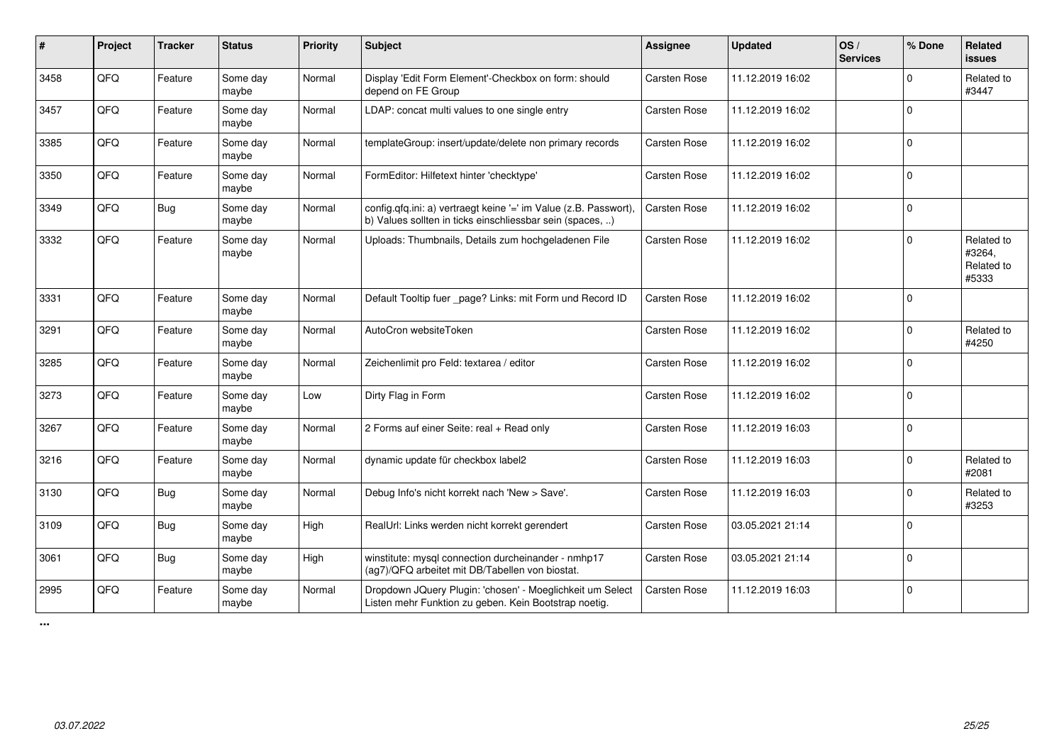| # | Project | Tracker | Status | Priority | Subject | Assignee | Updated | OS / Services | % Done | Related issues |
|---|---|---|---|---|---|---|---|---|---|---|
| 3458 | QFQ | Feature | Some day maybe | Normal | Display 'Edit Form Element'-Checkbox on form: should depend on FE Group | Carsten Rose | 11.12.2019 16:02 | | 0 | Related to #3447 |
| 3457 | QFQ | Feature | Some day maybe | Normal | LDAP: concat multi values to one single entry | Carsten Rose | 11.12.2019 16:02 | | 0 | |
| 3385 | QFQ | Feature | Some day maybe | Normal | templateGroup: insert/update/delete non primary records | Carsten Rose | 11.12.2019 16:02 | | 0 | |
| 3350 | QFQ | Feature | Some day maybe | Normal | FormEditor: Hilfetext hinter 'checktype' | Carsten Rose | 11.12.2019 16:02 | | 0 | |
| 3349 | QFQ | Bug | Some day maybe | Normal | config.qfq.ini: a) vertraegt keine '=' im Value (z.B. Passwort), b) Values sollten in ticks einschliessbar sein (spaces, ..) | Carsten Rose | 11.12.2019 16:02 | | 0 | |
| 3332 | QFQ | Feature | Some day maybe | Normal | Uploads: Thumbnails, Details zum hochgeladenen File | Carsten Rose | 11.12.2019 16:02 | | 0 | Related to #3264, Related to #5333 |
| 3331 | QFQ | Feature | Some day maybe | Normal | Default Tooltip fuer _page? Links: mit Form und Record ID | Carsten Rose | 11.12.2019 16:02 | | 0 | |
| 3291 | QFQ | Feature | Some day maybe | Normal | AutoCron websiteToken | Carsten Rose | 11.12.2019 16:02 | | 0 | Related to #4250 |
| 3285 | QFQ | Feature | Some day maybe | Normal | Zeichenlimit pro Feld: textarea / editor | Carsten Rose | 11.12.2019 16:02 | | 0 | |
| 3273 | QFQ | Feature | Some day maybe | Low | Dirty Flag in Form | Carsten Rose | 11.12.2019 16:02 | | 0 | |
| 3267 | QFQ | Feature | Some day maybe | Normal | 2 Forms auf einer Seite: real + Read only | Carsten Rose | 11.12.2019 16:03 | | 0 | |
| 3216 | QFQ | Feature | Some day maybe | Normal | dynamic update für checkbox label2 | Carsten Rose | 11.12.2019 16:03 | | 0 | Related to #2081 |
| 3130 | QFQ | Bug | Some day maybe | Normal | Debug Info's nicht korrekt nach 'New > Save'. | Carsten Rose | 11.12.2019 16:03 | | 0 | Related to #3253 |
| 3109 | QFQ | Bug | Some day maybe | High | RealUrl: Links werden nicht korrekt gerendert | Carsten Rose | 03.05.2021 21:14 | | 0 | |
| 3061 | QFQ | Bug | Some day maybe | High | winstitute: mysql connection durcheinander - nmhp17 (ag7)/QFQ arbeitet mit DB/Tabellen von biostat. | Carsten Rose | 03.05.2021 21:14 | | 0 | |
| 2995 | QFQ | Feature | Some day maybe | Normal | Dropdown JQuery Plugin: 'chosen' - Moeglichkeit um Select Listen mehr Funktion zu geben. Kein Bootstrap noetig. | Carsten Rose | 11.12.2019 16:03 | | 0 | |

...